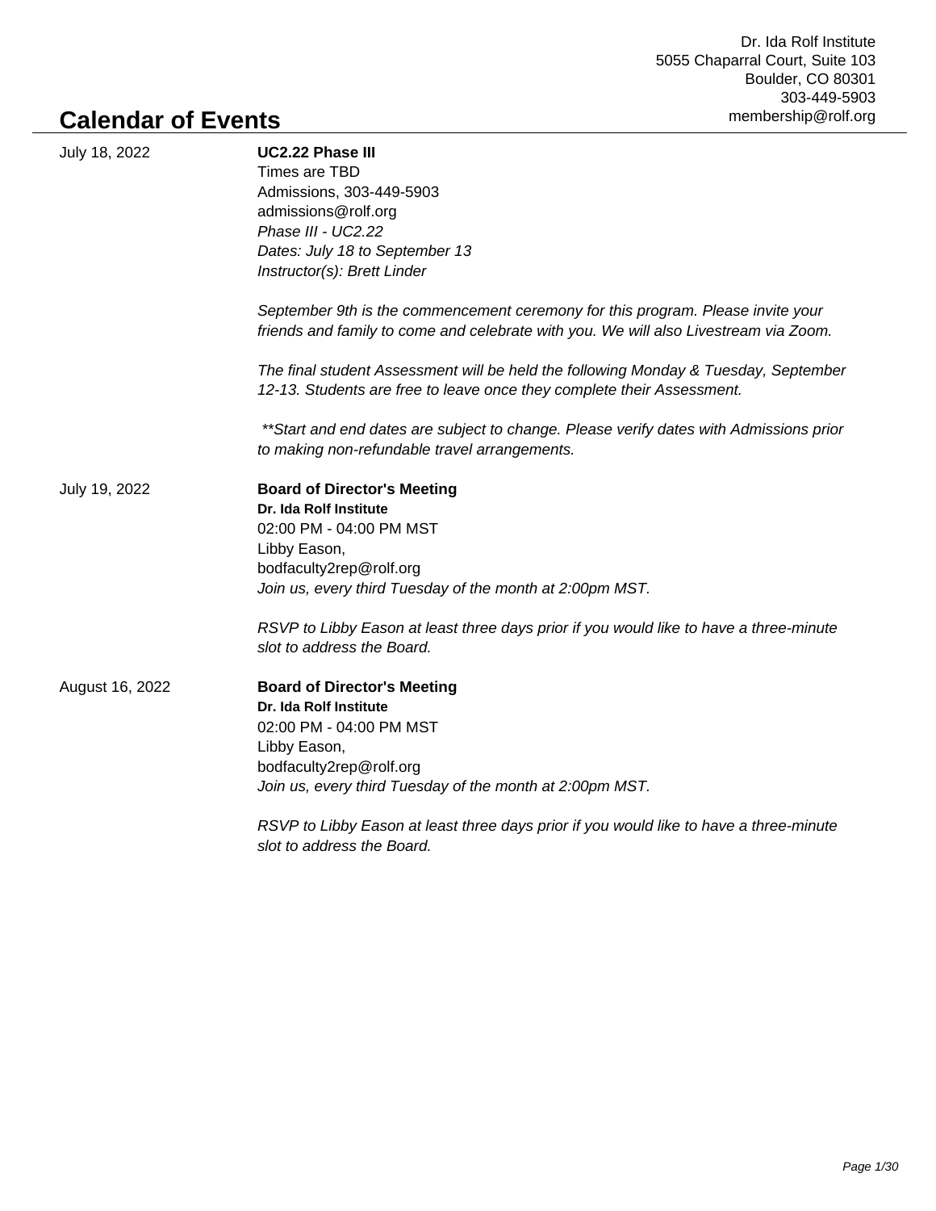Dr. Ida Rolf Institute
5055 Chaparral Court, Suite 103
Boulder, CO 80301
303-449-5903
membership@rolf.org

# Calendar of Events

July 18, 2022

**UC2.22 Phase III**
Times are TBD
Admissions, 303-449-5903
admissions@rolf.org
*Phase III - UC2.22*
*Dates: July 18 to September 13*
*Instructor(s): Brett Linder*

*September 9th is the commencement ceremony for this program. Please invite your friends and family to come and celebrate with you. We will also Livestream via Zoom.*

*The final student Assessment will be held the following Monday & Tuesday, September 12-13. Students are free to leave once they complete their Assessment.*

*\*\*Start and end dates are subject to change. Please verify dates with Admissions prior to making non-refundable travel arrangements.*

July 19, 2022

**Board of Director's Meeting**
**Dr. Ida Rolf Institute**
02:00 PM - 04:00 PM MST
Libby Eason,
bodfaculty2rep@rolf.org
*Join us, every third Tuesday of the month at 2:00pm MST.*

*RSVP to Libby Eason at least three days prior if you would like to have a three-minute slot to address the Board.*

August 16, 2022

**Board of Director's Meeting**
**Dr. Ida Rolf Institute**
02:00 PM - 04:00 PM MST
Libby Eason,
bodfaculty2rep@rolf.org
*Join us, every third Tuesday of the month at 2:00pm MST.*

*RSVP to Libby Eason at least three days prior if you would like to have a three-minute slot to address the Board.*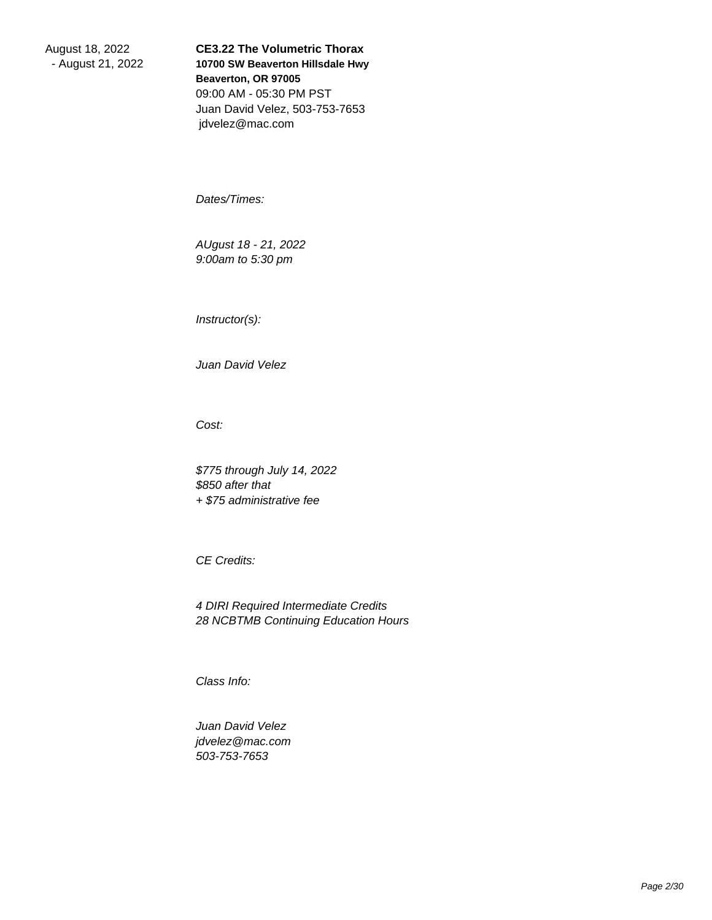August 18, 2022 - August 21, 2022

**CE3.22 The Volumetric Thorax**
**10700 SW Beaverton Hillsdale Hwy**
**Beaverton, OR 97005**
09:00 AM - 05:30 PM PST
Juan David Velez, 503-753-7653
jdvelez@mac.com

*Dates/Times:*

*AUgust 18 - 21, 2022*
*9:00am to 5:30 pm*

*Instructor(s):*

*Juan David Velez*

*Cost:*

*$775 through July 14, 2022*
*$850 after that*
*+ $75 administrative fee*

*CE Credits:*

*4 DIRI Required Intermediate Credits*
*28 NCBTMB Continuing Education Hours*

*Class Info:*

*Juan David Velez*
*jdvelez@mac.com*
*503-753-7653*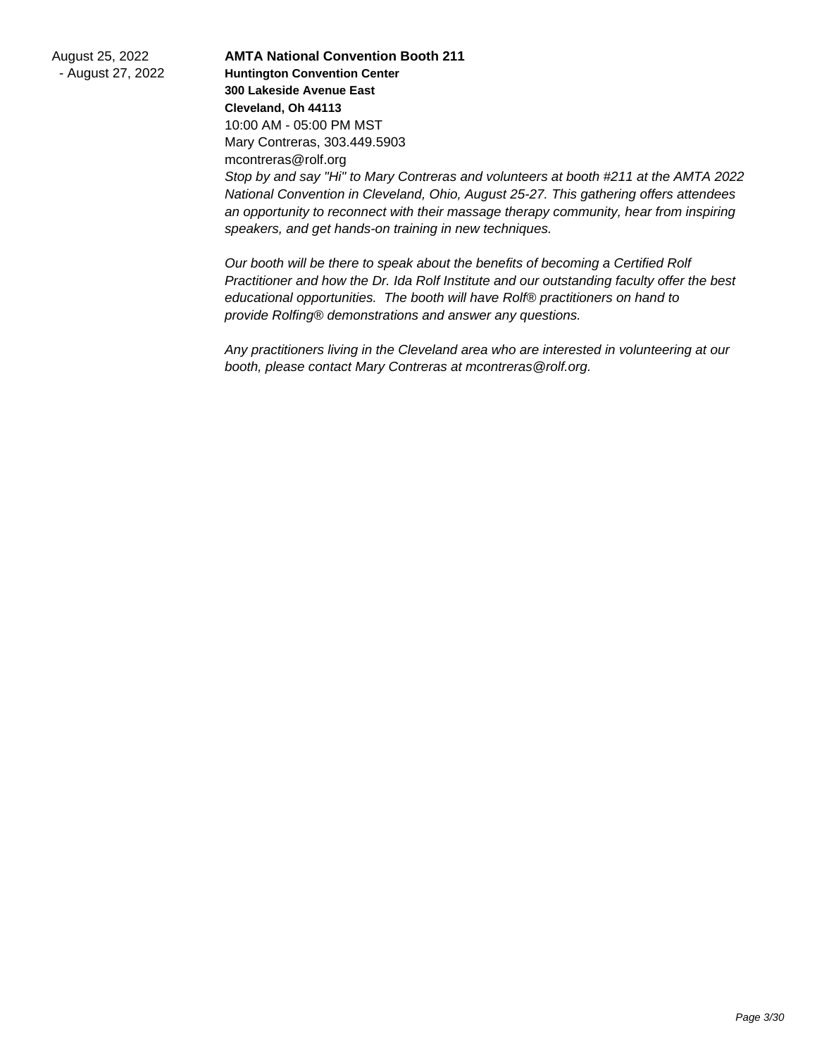August 25, 2022 - August 27, 2022

**AMTA National Convention Booth 211**

**Huntington Convention Center**
**300 Lakeside Avenue East**
**Cleveland, Oh 44113**

10:00 AM - 05:00 PM MST
Mary Contreras, 303.449.5903
mcontreras@rolf.org

*Stop by and say "Hi" to Mary Contreras and volunteers at booth #211 at the AMTA 2022 National Convention in Cleveland, Ohio, August 25-27. This gathering offers attendees an opportunity to reconnect with their massage therapy community, hear from inspiring speakers, and get hands-on training in new techniques.*

*Our booth will be there to speak about the benefits of becoming a Certified Rolf Practitioner and how the Dr. Ida Rolf Institute and our outstanding faculty offer the best educational opportunities. The booth will have Rolf® practitioners on hand to provide Rolfing® demonstrations and answer any questions.*

*Any practitioners living in the Cleveland area who are interested in volunteering at our booth, please contact Mary Contreras at mcontreras@rolf.org.*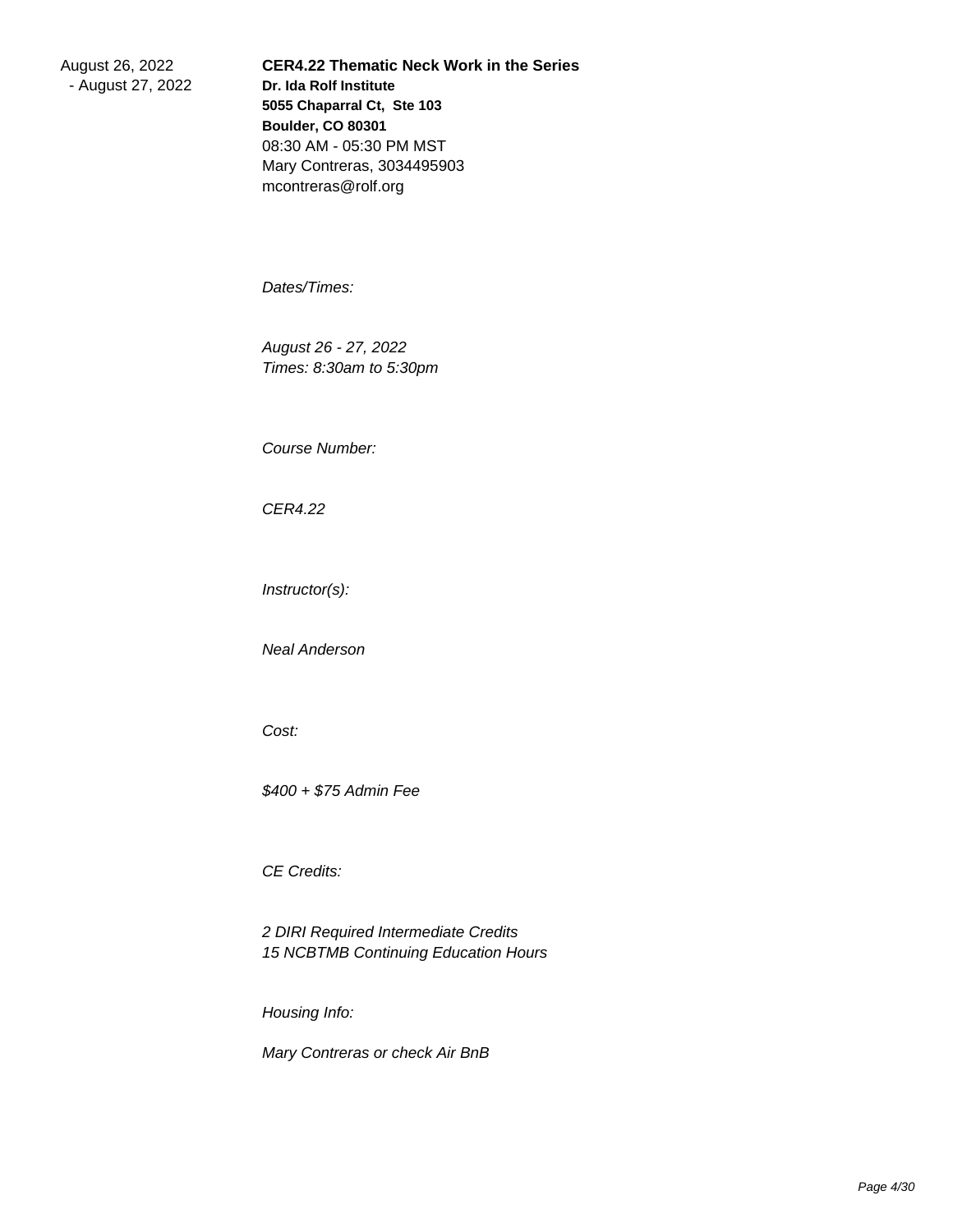August 26, 2022
 - August 27, 2022

**CER4.22 Thematic Neck Work in the Series**
**Dr. Ida Rolf Institute**
**5055 Chaparral Ct, Ste 103**
**Boulder, CO 80301**
08:30 AM - 05:30 PM MST
Mary Contreras, 3034495903
mcontreras@rolf.org

*Dates/Times:*

*August 26 - 27, 2022*
*Times: 8:30am to 5:30pm*

*Course Number:*

*CER4.22*

*Instructor(s):*

*Neal Anderson*

*Cost:*

*$400 + $75 Admin Fee*

*CE Credits:*

*2 DIRI Required Intermediate Credits*
*15 NCBTMB Continuing Education Hours*

*Housing Info:*

*Mary Contreras or check Air BnB*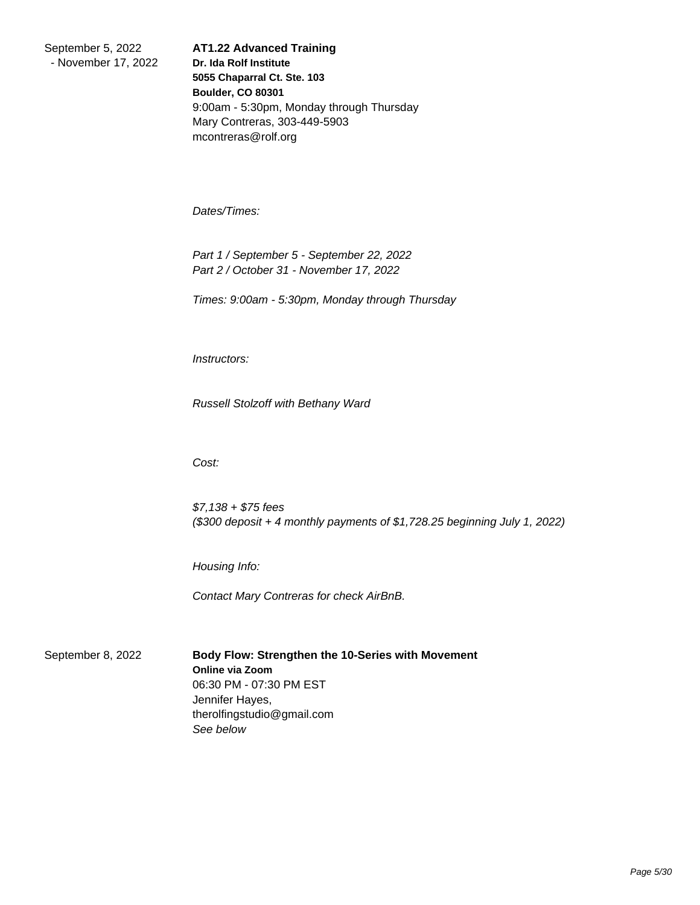September 5, 2022 - November 17, 2022

**AT1.22 Advanced Training**
**Dr. Ida Rolf Institute**
**5055 Chaparral Ct. Ste. 103**
**Boulder, CO 80301**
9:00am - 5:30pm, Monday through Thursday
Mary Contreras, 303-449-5903
mcontreras@rolf.org

*Dates/Times:*

*Part 1 / September 5 - September 22, 2022*
*Part 2 / October 31 - November 17, 2022*

*Times: 9:00am - 5:30pm, Monday through Thursday*

*Instructors:*

*Russell Stolzoff with Bethany Ward*

*Cost:*

*$7,138 + $75 fees*
*($300 deposit + 4 monthly payments of $1,728.25 beginning July 1, 2022)*

*Housing Info:*

*Contact Mary Contreras for check AirBnB.*

September 8, 2022

**Body Flow: Strengthen the 10-Series with Movement**
**Online via Zoom**
06:30 PM - 07:30 PM EST
Jennifer Hayes,
therolfingstudio@gmail.com
*See below*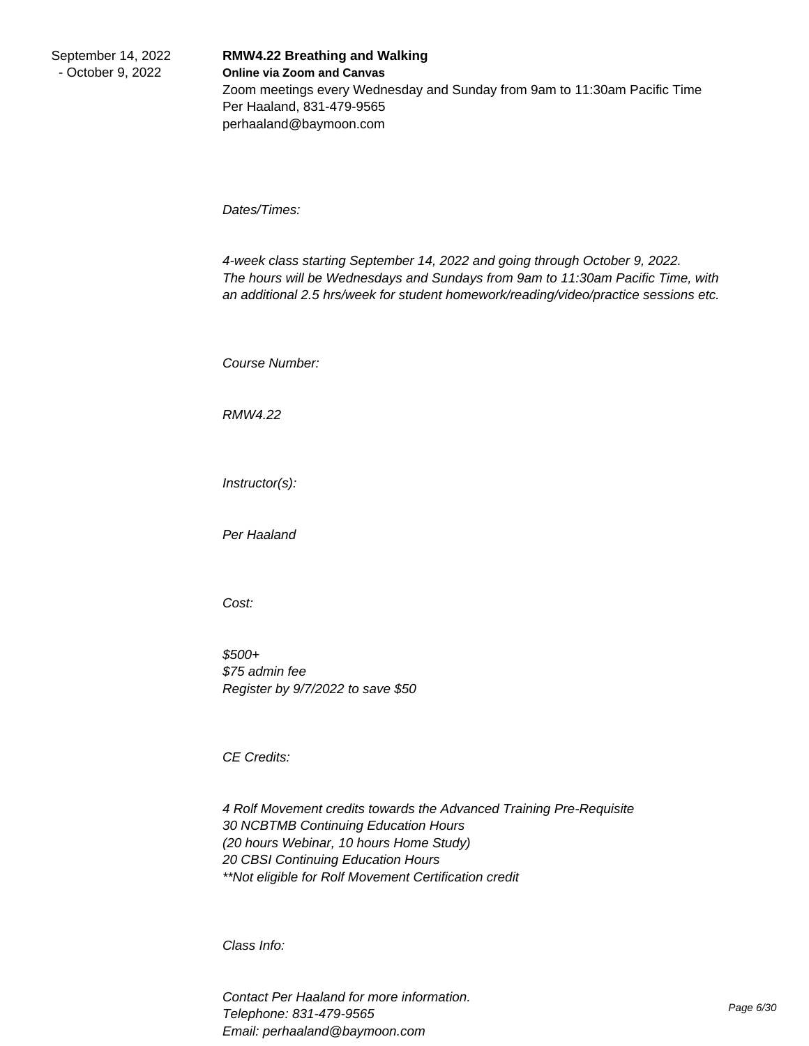September 14, 2022 - October 9, 2022

**RMW4.22 Breathing and Walking**
**Online via Zoom and Canvas**
Zoom meetings every Wednesday and Sunday from 9am to 11:30am Pacific Time
Per Haaland, 831-479-9565
perhaaland@baymoon.com

*Dates/Times:*

*4-week class starting September 14, 2022 and going through October 9, 2022. The hours will be Wednesdays and Sundays from 9am to 11:30am Pacific Time, with an additional 2.5 hrs/week for student homework/reading/video/practice sessions etc.*

*Course Number:*

*RMW4.22*

*Instructor(s):*

*Per Haaland*

*Cost:*

*$500+*
*$75 admin fee*
*Register by 9/7/2022 to save $50*

*CE Credits:*

*4 Rolf Movement credits towards the Advanced Training Pre-Requisite*
*30 NCBTMB Continuing Education Hours*
*(20 hours Webinar, 10 hours Home Study)*
*20 CBSI Continuing Education Hours*
*\*\*Not eligible for Rolf Movement Certification credit*

*Class Info:*

*Contact Per Haaland for more information.*
*Telephone: 831-479-9565*
*Email: perhaaland@baymoon.com*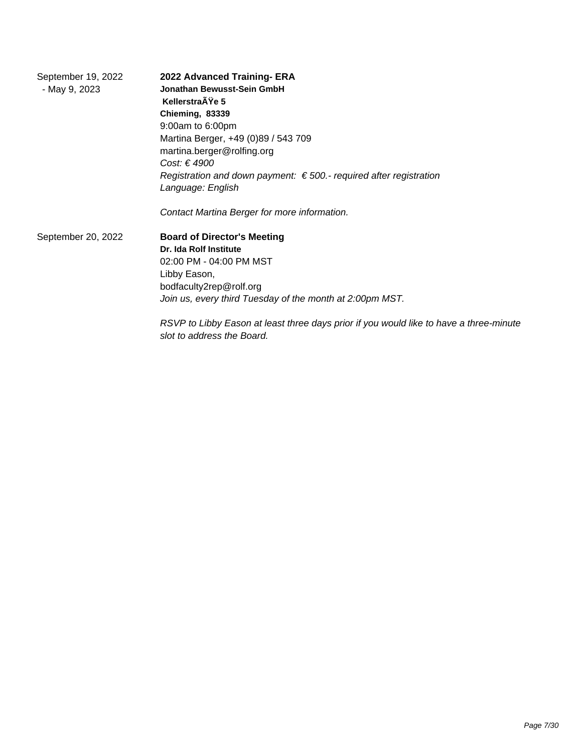September 19, 2022 - May 9, 2023

**2022 Advanced Training- ERA**
**Jonathan Bewusst-Sein GmbH**
**KellerstraÃŸe 5**
**Chieming, 83339**
9:00am to 6:00pm
Martina Berger, +49 (0)89 / 543 709
martina.berger@rolfing.org
*Cost: € 4900*
*Registration and down payment: € 500.- required after registration*
*Language: English*

*Contact Martina Berger for more information.*

September 20, 2022

**Board of Director's Meeting**
**Dr. Ida Rolf Institute**
02:00 PM - 04:00 PM MST
Libby Eason,
bodfaculty2rep@rolf.org
*Join us, every third Tuesday of the month at 2:00pm MST.*

*RSVP to Libby Eason at least three days prior if you would like to have a three-minute slot to address the Board.*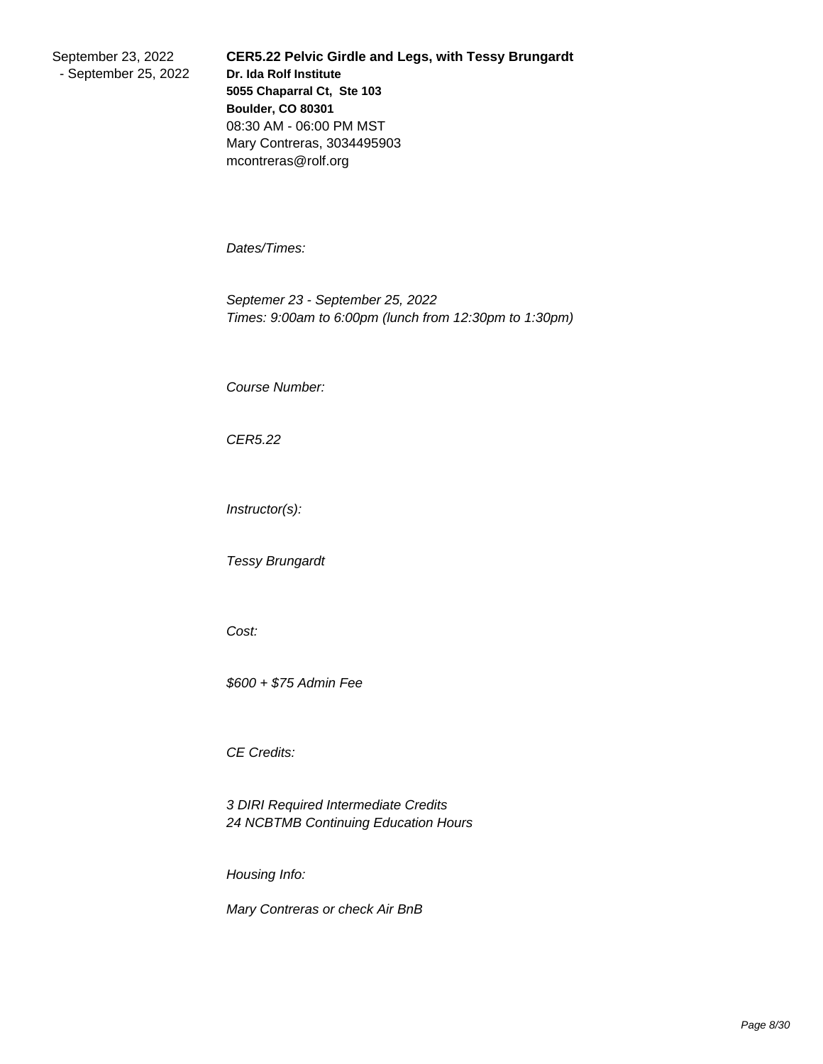September 23, 2022
- September 25, 2022

**CER5.22 Pelvic Girdle and Legs, with Tessy Brungardt**
**Dr. Ida Rolf Institute**
**5055 Chaparral Ct, Ste 103**
**Boulder, CO 80301**
08:30 AM - 06:00 PM MST
Mary Contreras, 3034495903
mcontreras@rolf.org

*Dates/Times:*

*Septemer 23 - September 25, 2022*
*Times: 9:00am to 6:00pm (lunch from 12:30pm to 1:30pm)*

*Course Number:*

*CER5.22*

*Instructor(s):*

*Tessy Brungardt*

*Cost:*

*$600 + $75 Admin Fee*

*CE Credits:*

*3 DIRI Required Intermediate Credits*
*24 NCBTMB Continuing Education Hours*

*Housing Info:*

*Mary Contreras or check Air BnB*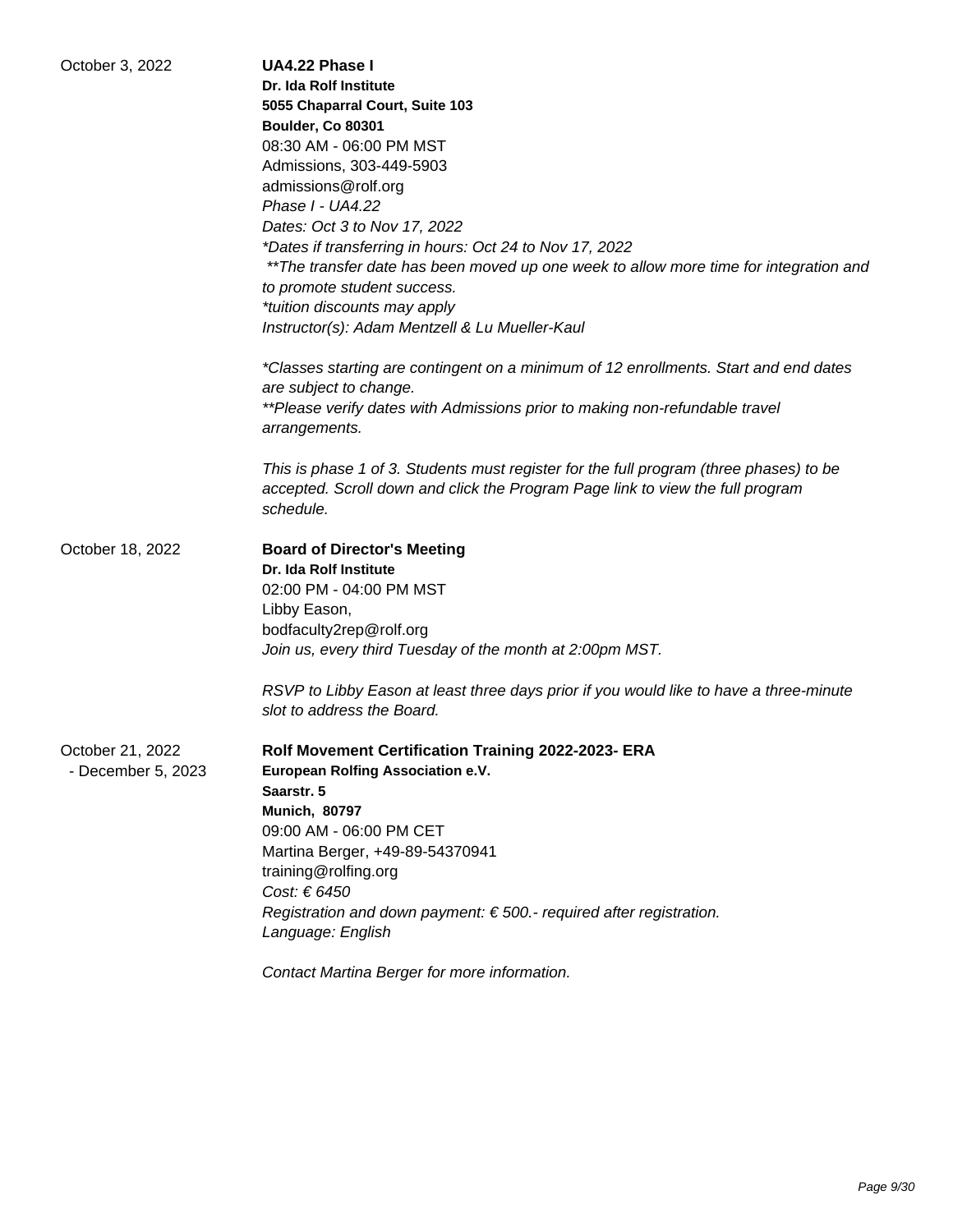October 3, 2022

**UA4.22 Phase I**
**Dr. Ida Rolf Institute**
**5055 Chaparral Court, Suite 103**
**Boulder, Co 80301**
08:30 AM - 06:00 PM MST
Admissions, 303-449-5903
admissions@rolf.org
*Phase I - UA4.22*
*Dates: Oct 3 to Nov 17, 2022*
*\*Dates if transferring in hours: Oct 24 to Nov 17, 2022*
*\*\*The transfer date has been moved up one week to allow more time for integration and to promote student success.*
*\*tuition discounts may apply*
*Instructor(s): Adam Mentzell & Lu Mueller-Kaul*

*\*Classes starting are contingent on a minimum of 12 enrollments. Start and end dates are subject to change.*
*\*\*Please verify dates with Admissions prior to making non-refundable travel arrangements.*

*This is phase 1 of 3. Students must register for the full program (three phases) to be accepted. Scroll down and click the Program Page link to view the full program schedule.*

October 18, 2022

**Board of Director's Meeting**
**Dr. Ida Rolf Institute**
02:00 PM - 04:00 PM MST
Libby Eason,
bodfaculty2rep@rolf.org
*Join us, every third Tuesday of the month at 2:00pm MST.*

*RSVP to Libby Eason at least three days prior if you would like to have a three-minute slot to address the Board.*

October 21, 2022 - December 5, 2023

**Rolf Movement Certification Training 2022-2023- ERA**
**European Rolfing Association e.V.**
**Saarstr. 5**
**Munich, 80797**
09:00 AM - 06:00 PM CET
Martina Berger, +49-89-54370941
training@rolfing.org
*Cost: € 6450*
*Registration and down payment: € 500.- required after registration.*
*Language: English*

*Contact Martina Berger for more information.*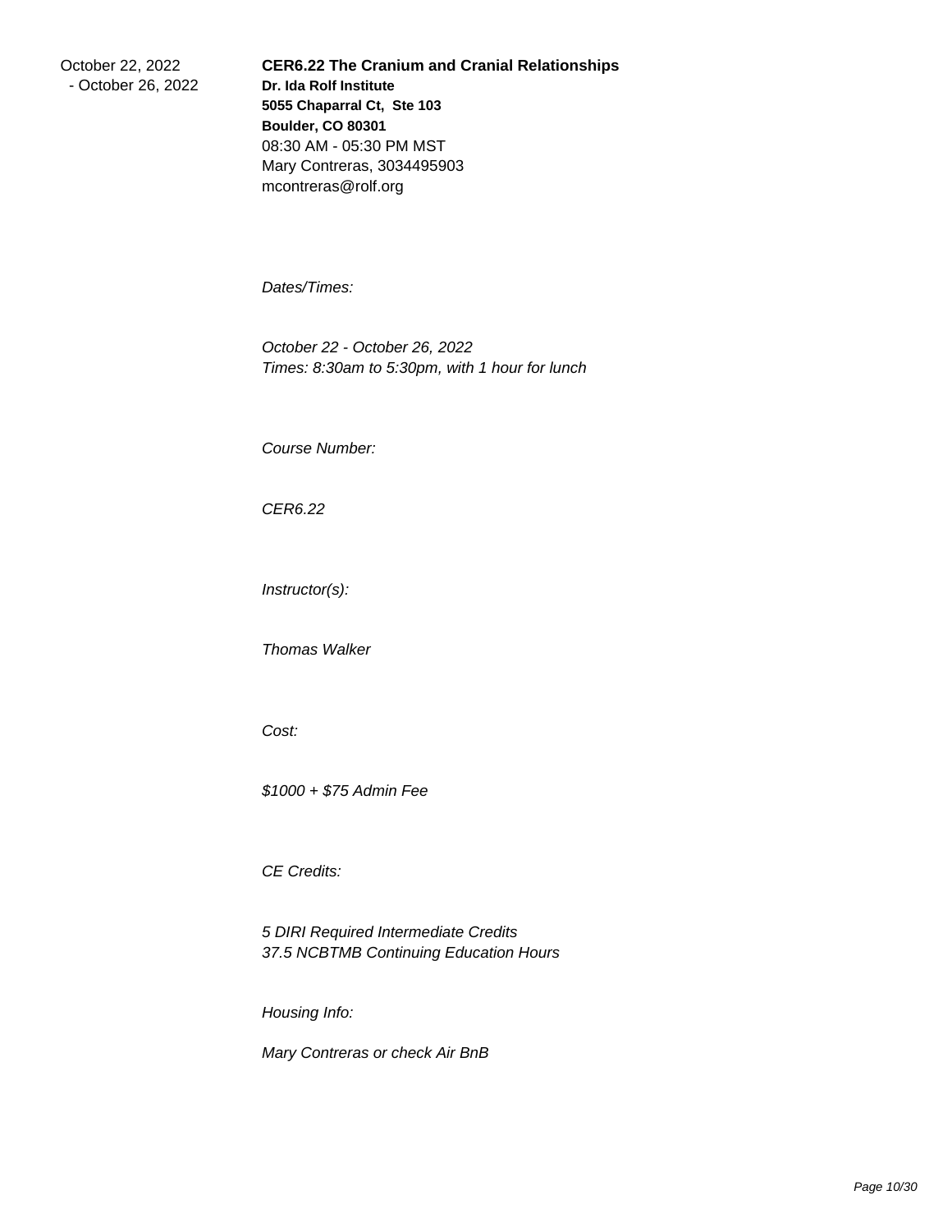October 22, 2022 - October 26, 2022

**CER6.22 The Cranium and Cranial Relationships**
**Dr. Ida Rolf Institute**
**5055 Chaparral Ct, Ste 103**
**Boulder, CO 80301**
08:30 AM - 05:30 PM MST
Mary Contreras, 3034495903
mcontreras@rolf.org

*Dates/Times:*

*October 22 - October 26, 2022*
*Times: 8:30am to 5:30pm, with 1 hour for lunch*

*Course Number:*

*CER6.22*

*Instructor(s):*

*Thomas Walker*

*Cost:*

*$1000 + $75 Admin Fee*

*CE Credits:*

*5 DIRI Required Intermediate Credits*
*37.5 NCBTMB Continuing Education Hours*

*Housing Info:*

*Mary Contreras or check Air BnB*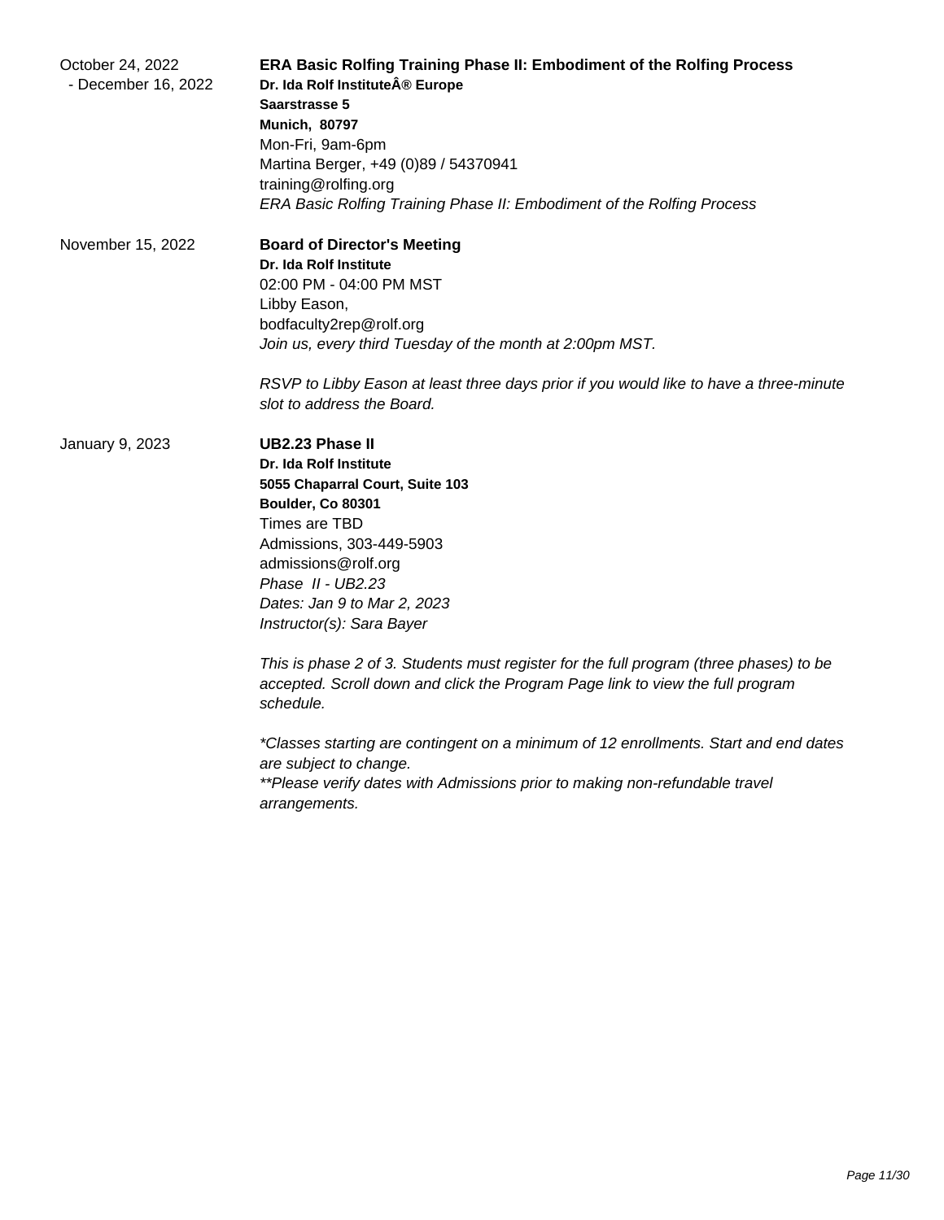October 24, 2022 - December 16, 2022

**ERA Basic Rolfing Training Phase II: Embodiment of the Rolfing Process**
**Dr. Ida Rolf InstituteÂ® Europe**
**Saarstrasse 5**
**Munich, 80797**
Mon-Fri, 9am-6pm
Martina Berger, +49 (0)89 / 54370941
training@rolfing.org
*ERA Basic Rolfing Training Phase II: Embodiment of the Rolfing Process*

November 15, 2022

**Board of Director's Meeting**
**Dr. Ida Rolf Institute**
02:00 PM - 04:00 PM MST
Libby Eason,
bodfaculty2rep@rolf.org
*Join us, every third Tuesday of the month at 2:00pm MST.*

*RSVP to Libby Eason at least three days prior if you would like to have a three-minute slot to address the Board.*

January 9, 2023

**UB2.23 Phase II**
**Dr. Ida Rolf Institute**
**5055 Chaparral Court, Suite 103**
**Boulder, Co 80301**
Times are TBD
Admissions, 303-449-5903
admissions@rolf.org
*Phase II - UB2.23*
*Dates: Jan 9 to Mar 2, 2023*
*Instructor(s): Sara Bayer*

*This is phase 2 of 3. Students must register for the full program (three phases) to be accepted. Scroll down and click the Program Page link to view the full program schedule.*

*\*Classes starting are contingent on a minimum of 12 enrollments. Start and end dates are subject to change.*
*\*\*Please verify dates with Admissions prior to making non-refundable travel arrangements.*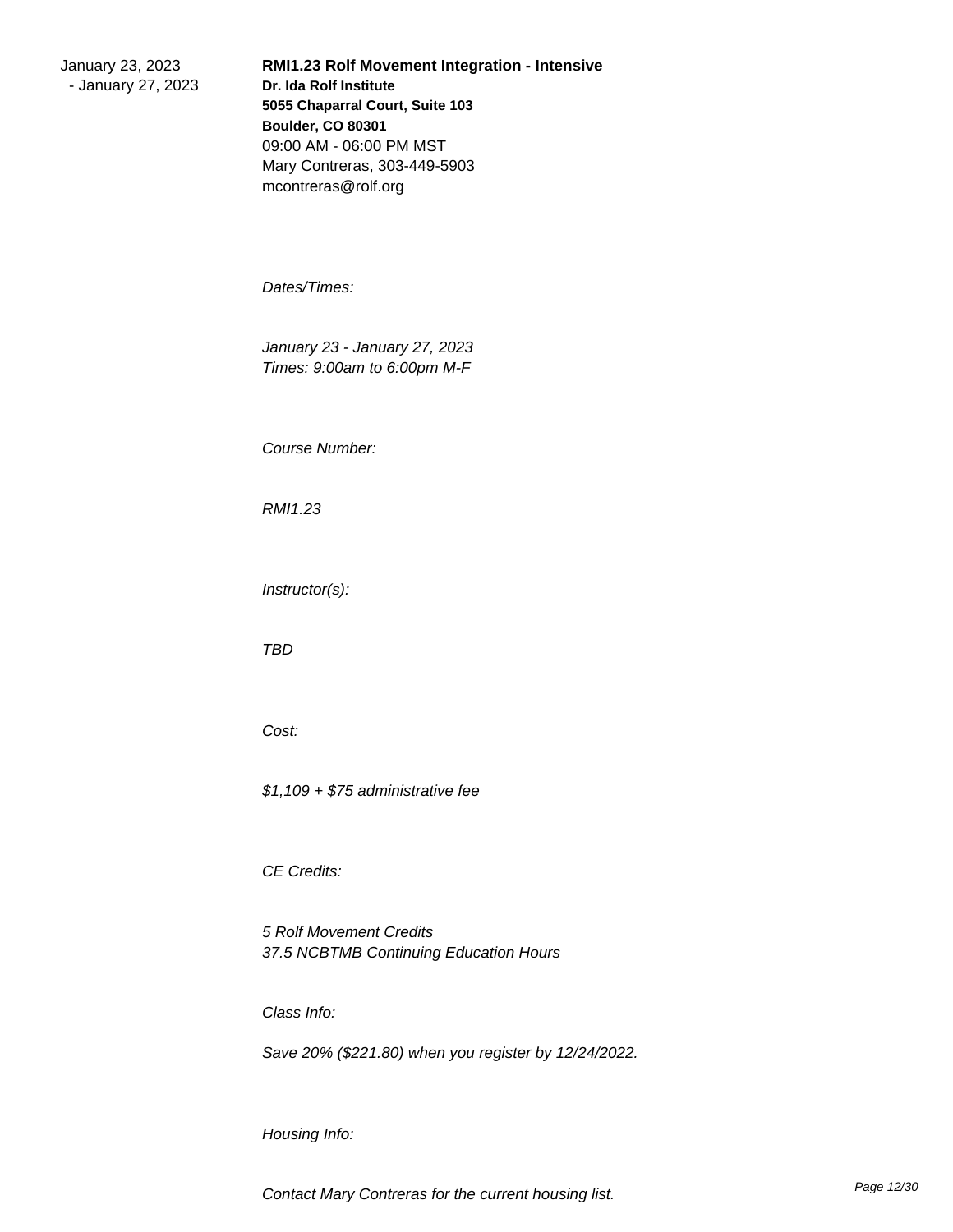January 23, 2023 - January 27, 2023

**RMI1.23 Rolf Movement Integration - Intensive**
**Dr. Ida Rolf Institute**
**5055 Chaparral Court, Suite 103**
**Boulder, CO 80301**
09:00 AM - 06:00 PM MST
Mary Contreras, 303-449-5903
mcontreras@rolf.org

*Dates/Times:*

*January 23 - January 27, 2023*
*Times: 9:00am to 6:00pm M-F*

*Course Number:*

*RMI1.23*

*Instructor(s):*

*TBD*

*Cost:*

*$1,109 + $75 administrative fee*

*CE Credits:*

*5 Rolf Movement Credits*
*37.5 NCBTMB Continuing Education Hours*

*Class Info:*

*Save 20% ($221.80) when you register by 12/24/2022.*

*Housing Info:*

*Contact Mary Contreras for the current housing list.*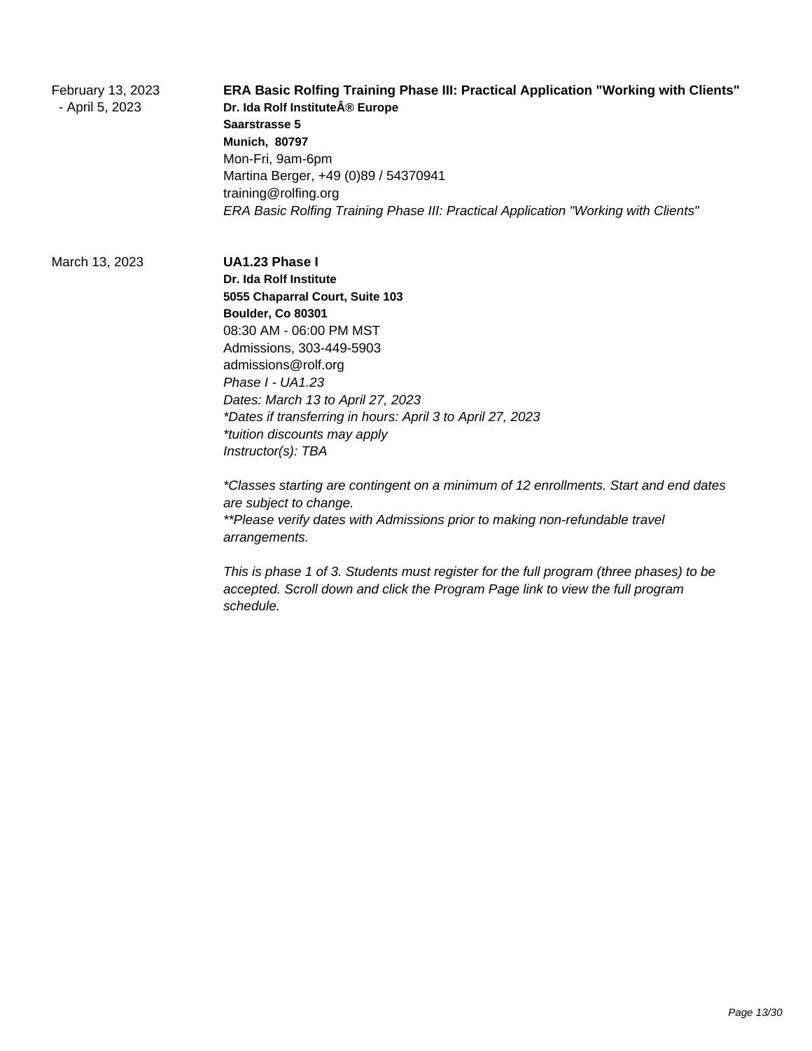February 13, 2023 - April 5, 2023

**ERA Basic Rolfing Training Phase III: Practical Application "Working with Clients"**
**Dr. Ida Rolf InstituteÂ® Europe**
**Saarstrasse 5**
**Munich, 80797**
Mon-Fri, 9am-6pm
Martina Berger, +49 (0)89 / 54370941
training@rolfing.org
*ERA Basic Rolfing Training Phase III: Practical Application "Working with Clients"*

March 13, 2023

**UA1.23 Phase I**
**Dr. Ida Rolf Institute**
**5055 Chaparral Court, Suite 103**
**Boulder, Co 80301**
08:30 AM - 06:00 PM MST
Admissions, 303-449-5903
admissions@rolf.org
*Phase I - UA1.23*
*Dates: March 13 to April 27, 2023*
*\*Dates if transferring in hours: April 3 to April 27, 2023*
*\*tuition discounts may apply*
*Instructor(s): TBA*

*\*Classes starting are contingent on a minimum of 12 enrollments. Start and end dates are subject to change.*
*\*\*Please verify dates with Admissions prior to making non-refundable travel arrangements.*

*This is phase 1 of 3. Students must register for the full program (three phases) to be accepted. Scroll down and click the Program Page link to view the full program schedule.*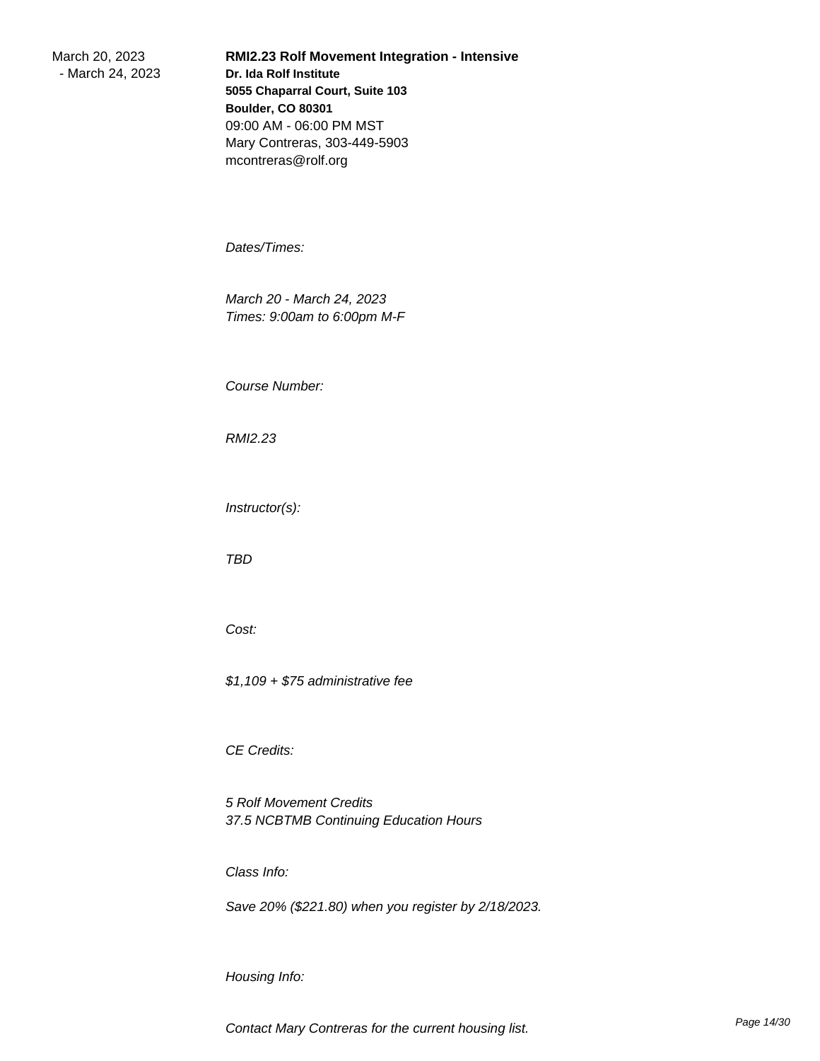March 20, 2023 - March 24, 2023

**RMI2.23 Rolf Movement Integration - Intensive**
**Dr. Ida Rolf Institute**
**5055 Chaparral Court, Suite 103**
**Boulder, CO 80301**
09:00 AM - 06:00 PM MST
Mary Contreras, 303-449-5903
mcontreras@rolf.org

*Dates/Times:*

*March 20 - March 24, 2023*
*Times: 9:00am to 6:00pm M-F*

*Course Number:*

*RMI2.23*

*Instructor(s):*

*TBD*

*Cost:*

*$1,109 + $75 administrative fee*

*CE Credits:*

*5 Rolf Movement Credits*
*37.5 NCBTMB Continuing Education Hours*

*Class Info:*

*Save 20% ($221.80) when you register by 2/18/2023.*

*Housing Info:*

*Contact Mary Contreras for the current housing list.*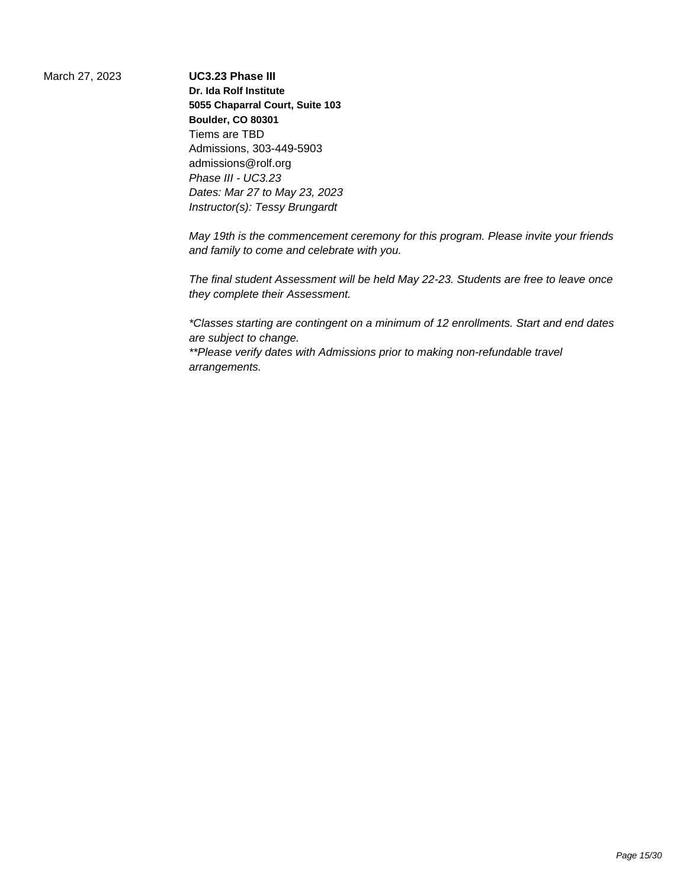March 27, 2023

**UC3.23 Phase III**
**Dr. Ida Rolf Institute**
**5055 Chaparral Court, Suite 103**
**Boulder, CO 80301**
Tiems are TBD
Admissions, 303-449-5903
admissions@rolf.org
*Phase III - UC3.23*
*Dates: Mar 27 to May 23, 2023*
*Instructor(s): Tessy Brungardt*

*May 19th is the commencement ceremony for this program. Please invite your friends and family to come and celebrate with you.*

*The final student Assessment will be held May 22-23. Students are free to leave once they complete their Assessment.*

*\*Classes starting are contingent on a minimum of 12 enrollments. Start and end dates are subject to change.*
*\*\*Please verify dates with Admissions prior to making non-refundable travel arrangements.*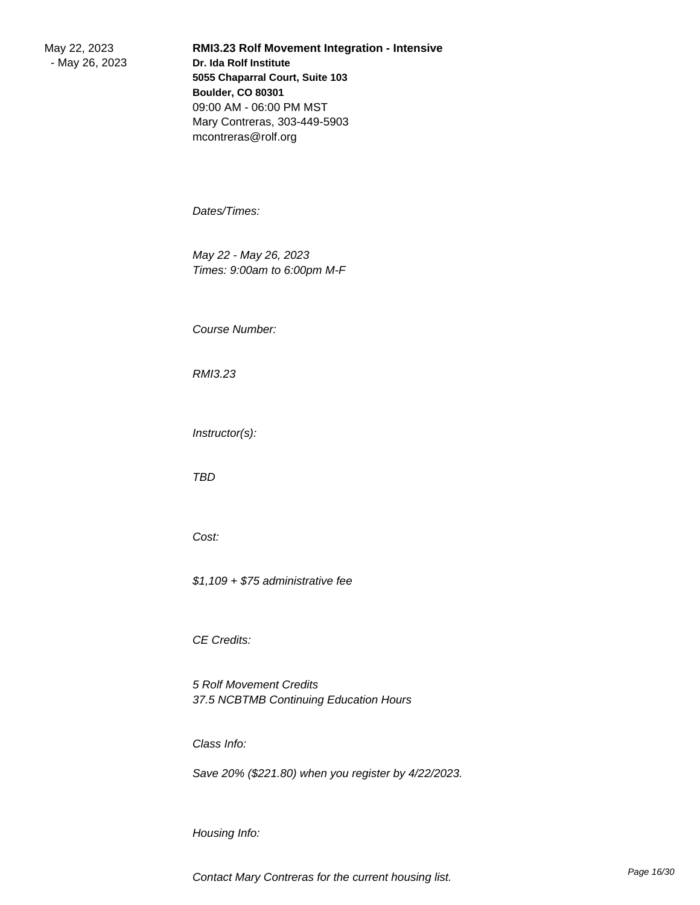May 22, 2023 - May 26, 2023

**RMI3.23 Rolf Movement Integration - Intensive**
**Dr. Ida Rolf Institute**
**5055 Chaparral Court, Suite 103**
**Boulder, CO 80301**
09:00 AM - 06:00 PM MST
Mary Contreras, 303-449-5903
mcontreras@rolf.org

*Dates/Times:*

*May 22 - May 26, 2023*
*Times: 9:00am to 6:00pm M-F*

*Course Number:*

*RMI3.23*

*Instructor(s):*

*TBD*

*Cost:*

*$1,109 + $75 administrative fee*

*CE Credits:*

*5 Rolf Movement Credits*
*37.5 NCBTMB Continuing Education Hours*

*Class Info:*

*Save 20% ($221.80) when you register by 4/22/2023.*

*Housing Info:*

*Contact Mary Contreras for the current housing list.*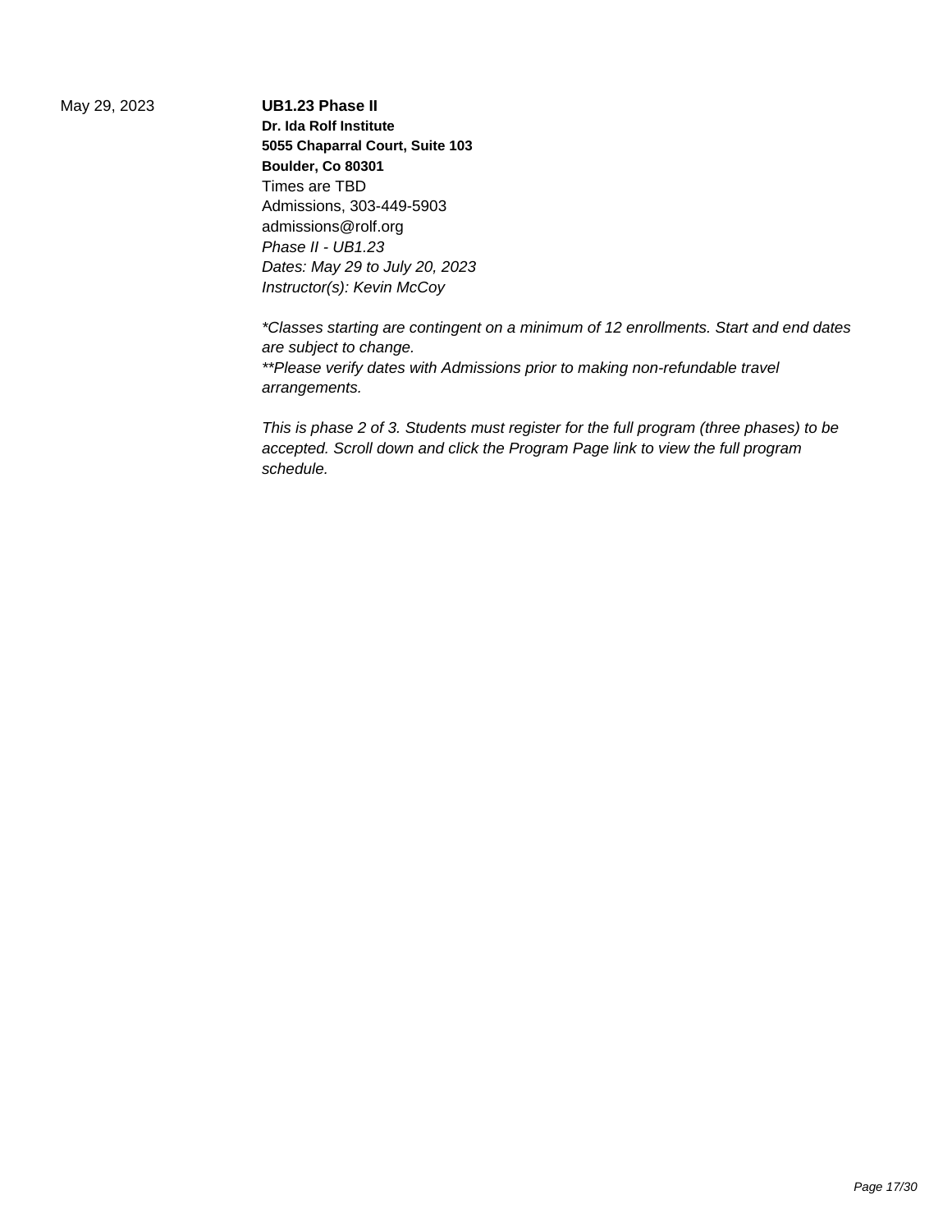May 29, 2023

**UB1.23 Phase II**

**Dr. Ida Rolf Institute**
**5055 Chaparral Court, Suite 103**
**Boulder, Co 80301**

Times are TBD
Admissions, 303-449-5903
admissions@rolf.org

*Phase II - UB1.23*
*Dates: May 29 to July 20, 2023*
*Instructor(s): Kevin McCoy*

**Classes starting are contingent on a minimum of 12 enrollments. Start and end dates are subject to change.*
***Please verify dates with Admissions prior to making non-refundable travel arrangements.*

*This is phase 2 of 3. Students must register for the full program (three phases) to be accepted. Scroll down and click the Program Page link to view the full program schedule.*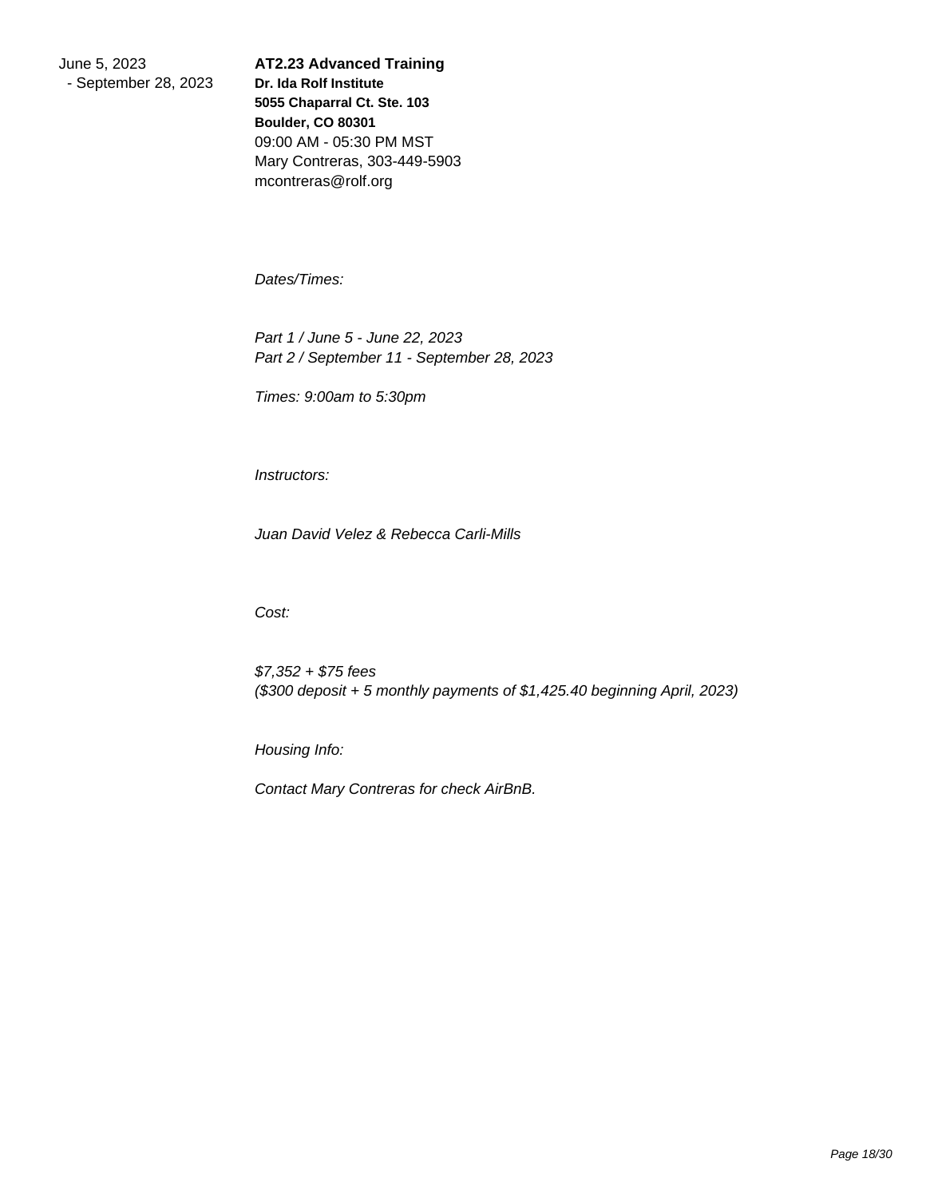June 5, 2023
- September 28, 2023

**AT2.23 Advanced Training**
**Dr. Ida Rolf Institute**
**5055 Chaparral Ct. Ste. 103**
**Boulder, CO 80301**
09:00 AM - 05:30 PM MST
Mary Contreras, 303-449-5903
mcontreras@rolf.org

*Dates/Times:*

*Part 1 / June 5 - June 22, 2023*
*Part 2 / September 11 - September 28, 2023*

*Times: 9:00am to 5:30pm*

*Instructors:*

*Juan David Velez & Rebecca Carli-Mills*

*Cost:*

*$7,352 + $75 fees*
*($300 deposit + 5 monthly payments of $1,425.40 beginning April, 2023)*

*Housing Info:*

*Contact Mary Contreras for check AirBnB.*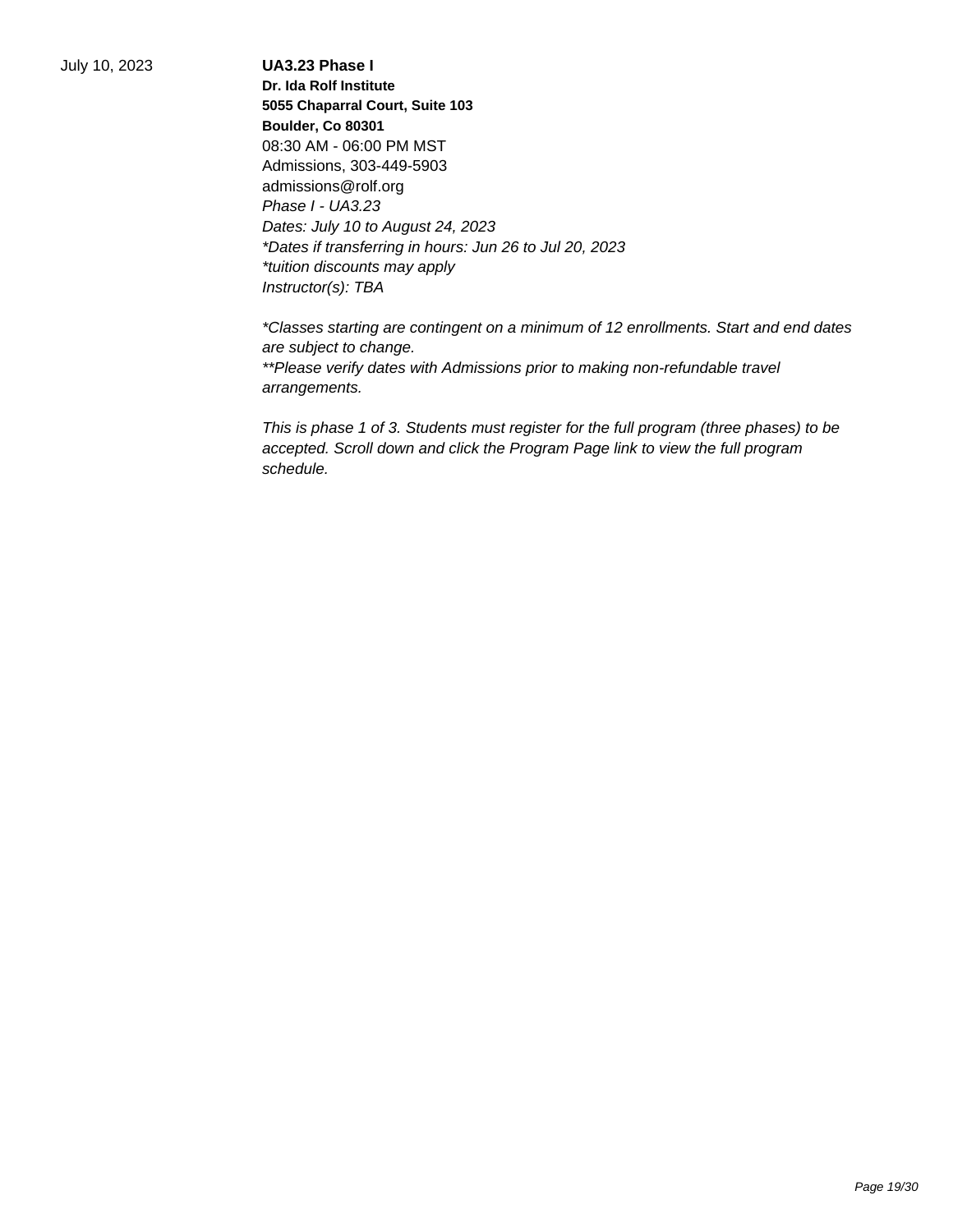July 10, 2023

**UA3.23 Phase I**

**Dr. Ida Rolf Institute**
**5055 Chaparral Court, Suite 103**
**Boulder, Co 80301**
08:30 AM - 06:00 PM MST
Admissions, 303-449-5903
admissions@rolf.org
*Phase I - UA3.23*
*Dates: July 10 to August 24, 2023*
*\*Dates if transferring in hours: Jun 26 to Jul 20, 2023*
*\*tuition discounts may apply*
*Instructor(s): TBA*

*\*Classes starting are contingent on a minimum of 12 enrollments. Start and end dates are subject to change.*
*\*\*Please verify dates with Admissions prior to making non-refundable travel arrangements.*

*This is phase 1 of 3. Students must register for the full program (three phases) to be accepted. Scroll down and click the Program Page link to view the full program schedule.*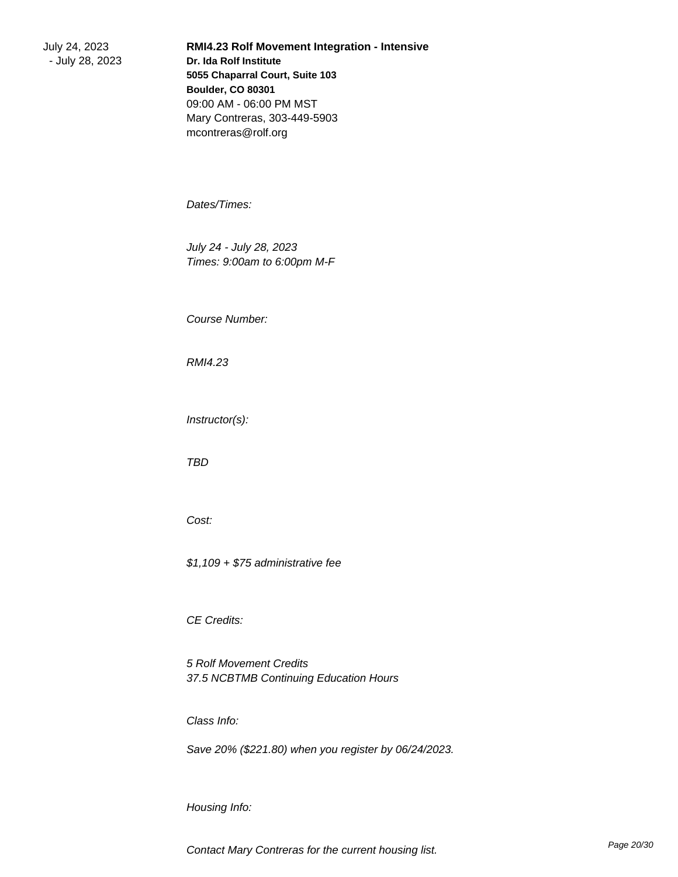July 24, 2023 - July 28, 2023

**RMI4.23 Rolf Movement Integration - Intensive**
**Dr. Ida Rolf Institute**
**5055 Chaparral Court, Suite 103**
**Boulder, CO 80301**
09:00 AM - 06:00 PM MST
Mary Contreras, 303-449-5903
mcontreras@rolf.org

*Dates/Times:*

*July 24 - July 28, 2023*
*Times: 9:00am to 6:00pm M-F*

*Course Number:*

*RMI4.23*

*Instructor(s):*

*TBD*

*Cost:*

*$1,109 + $75 administrative fee*

*CE Credits:*

*5 Rolf Movement Credits*
*37.5 NCBTMB Continuing Education Hours*

*Class Info:*

*Save 20% ($221.80) when you register by 06/24/2023.*

*Housing Info:*

*Contact Mary Contreras for the current housing list.*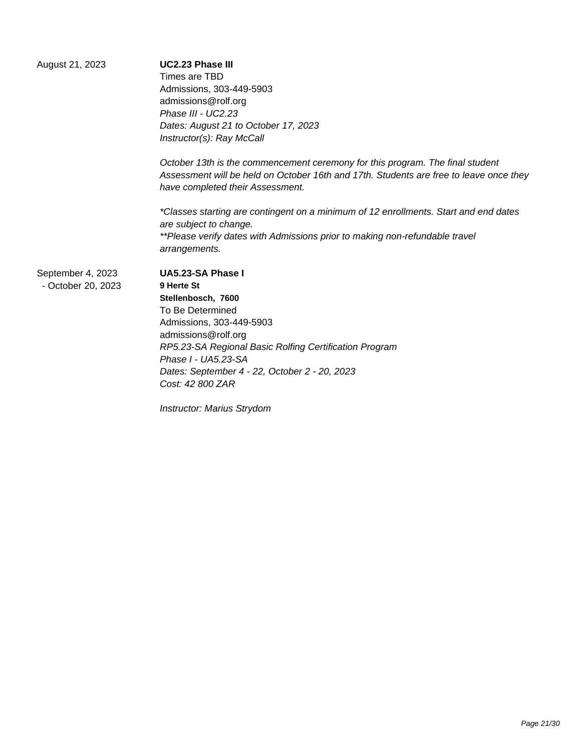August 21, 2023

**UC2.23 Phase III**
Times are TBD
Admissions, 303-449-5903
admissions@rolf.org
*Phase III - UC2.23*
*Dates: August 21 to October 17, 2023*
*Instructor(s): Ray McCall*

*October 13th is the commencement ceremony for this program. The final student Assessment will be held on October 16th and 17th. Students are free to leave once they have completed their Assessment.*

*\*Classes starting are contingent on a minimum of 12 enrollments. Start and end dates are subject to change.*
*\*\*Please verify dates with Admissions prior to making non-refundable travel arrangements.*

September 4, 2023 - October 20, 2023

**UA5.23-SA Phase I**
**9 Herte St**
**Stellenbosch, 7600**
To Be Determined
Admissions, 303-449-5903
admissions@rolf.org
*RP5.23-SA Regional Basic Rolfing Certification Program*
*Phase I - UA5.23-SA*
*Dates: September 4 - 22, October 2 - 20, 2023*
*Cost: 42 800 ZAR*

*Instructor: Marius Strydom*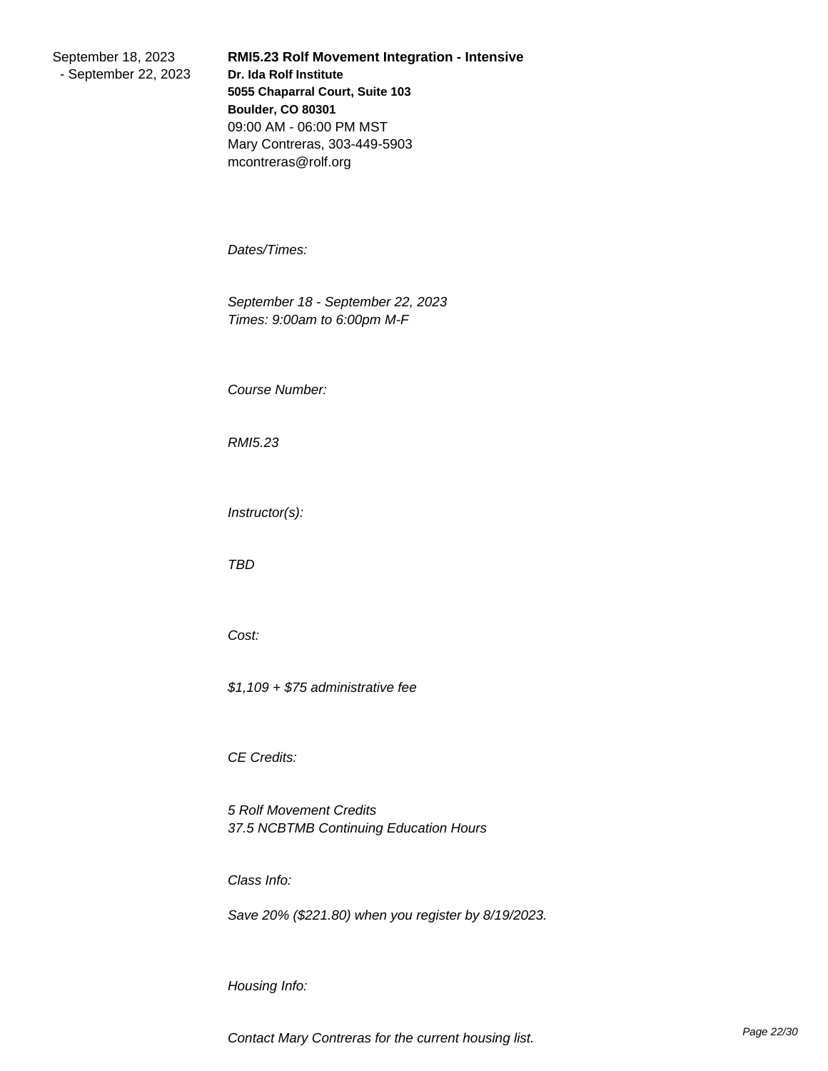September 18, 2023 - September 22, 2023

**RMI5.23 Rolf Movement Integration - Intensive**
**Dr. Ida Rolf Institute**
**5055 Chaparral Court, Suite 103**
**Boulder, CO 80301**
09:00 AM - 06:00 PM MST
Mary Contreras, 303-449-5903
mcontreras@rolf.org

*Dates/Times:*

*September 18 - September 22, 2023*
*Times: 9:00am to 6:00pm M-F*

*Course Number:*

*RMI5.23*

*Instructor(s):*

*TBD*

*Cost:*

*$1,109 + $75 administrative fee*

*CE Credits:*

*5 Rolf Movement Credits*
*37.5 NCBTMB Continuing Education Hours*

*Class Info:*

*Save 20% ($221.80) when you register by 8/19/2023.*

*Housing Info:*

*Contact Mary Contreras for the current housing list.*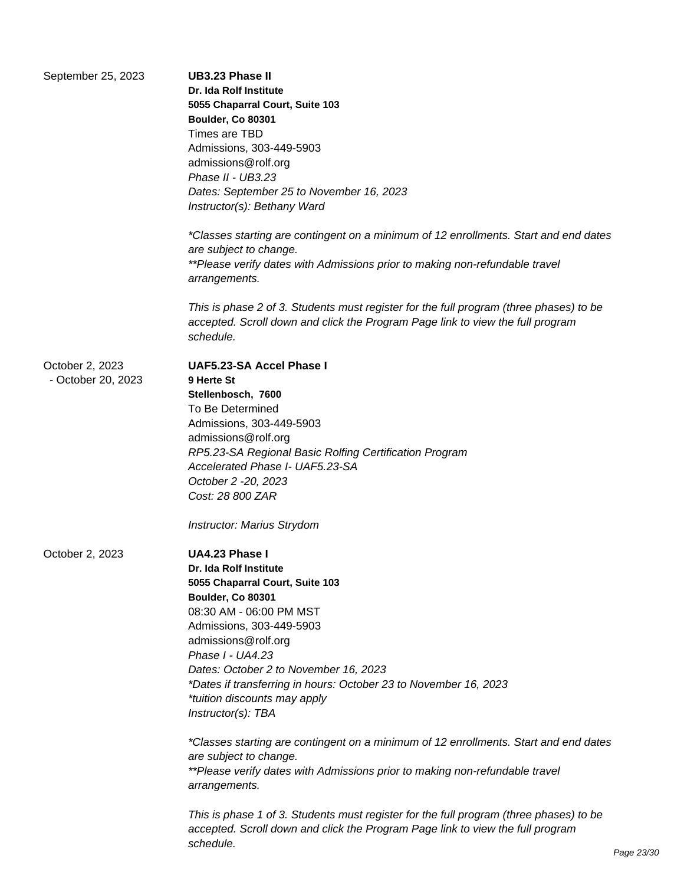September 25, 2023

**UB3.23 Phase II**
**Dr. Ida Rolf Institute**
**5055 Chaparral Court, Suite 103**
**Boulder, Co 80301**
Times are TBD
Admissions, 303-449-5903
admissions@rolf.org
*Phase II - UB3.23*
*Dates: September 25 to November 16, 2023*
*Instructor(s): Bethany Ward*

*\*Classes starting are contingent on a minimum of 12 enrollments. Start and end dates are subject to change.*
*\*\*Please verify dates with Admissions prior to making non-refundable travel arrangements.*

*This is phase 2 of 3. Students must register for the full program (three phases) to be accepted. Scroll down and click the Program Page link to view the full program schedule.*

October 2, 2023 - October 20, 2023

**UAF5.23-SA Accel Phase I**
**9 Herte St**
**Stellenbosch, 7600**
To Be Determined
Admissions, 303-449-5903
admissions@rolf.org
*RP5.23-SA Regional Basic Rolfing Certification Program*
*Accelerated Phase I- UAF5.23-SA*
*October 2 -20, 2023*
*Cost: 28 800 ZAR*

*Instructor: Marius Strydom*

October 2, 2023

**UA4.23 Phase I**
**Dr. Ida Rolf Institute**
**5055 Chaparral Court, Suite 103**
**Boulder, Co 80301**
08:30 AM - 06:00 PM MST
Admissions, 303-449-5903
admissions@rolf.org
*Phase I - UA4.23*
*Dates: October 2 to November 16, 2023*
*\*Dates if transferring in hours: October 23 to November 16, 2023*
*\*tuition discounts may apply*
*Instructor(s): TBA*

*\*Classes starting are contingent on a minimum of 12 enrollments. Start and end dates are subject to change.*
*\*\*Please verify dates with Admissions prior to making non-refundable travel arrangements.*

*This is phase 1 of 3. Students must register for the full program (three phases) to be accepted. Scroll down and click the Program Page link to view the full program schedule.*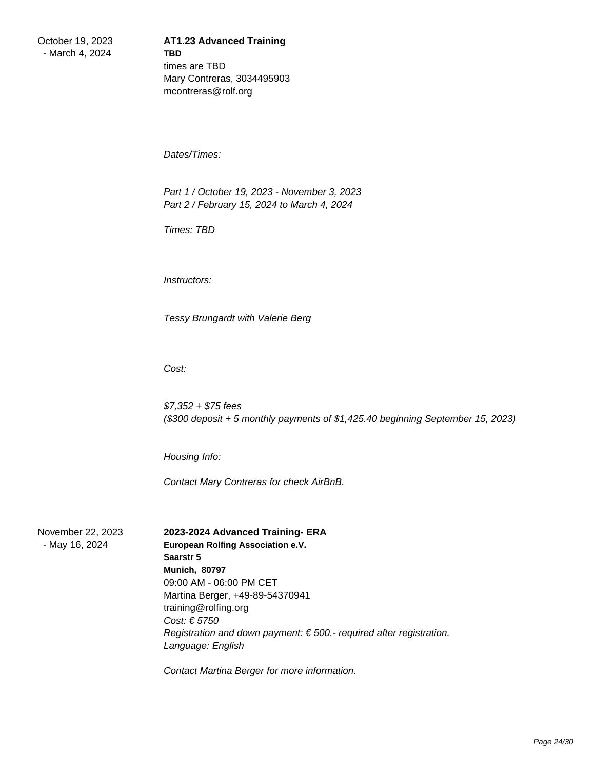October 19, 2023 - March 4, 2024

**AT1.23 Advanced Training**
**TBD**
times are TBD
Mary Contreras, 3034495903
mcontreras@rolf.org

*Dates/Times:*

*Part 1 / October 19, 2023 - November 3, 2023*
*Part 2 / February 15, 2024 to March 4, 2024*

*Times: TBD*

*Instructors:*

*Tessy Brungardt with Valerie Berg*

*Cost:*

*$7,352 + $75 fees*
*($300 deposit + 5 monthly payments of $1,425.40 beginning September 15, 2023)*

*Housing Info:*

*Contact Mary Contreras for check AirBnB.*

November 22, 2023 - May 16, 2024

**2023-2024 Advanced Training- ERA**
**European Rolfing Association e.V.**
**Saarstr 5**
**Munich, 80797**
09:00 AM - 06:00 PM CET
Martina Berger, +49-89-54370941
training@rolfing.org
*Cost: € 5750*
*Registration and down payment: € 500.- required after registration.*
*Language: English*

*Contact Martina Berger for more information.*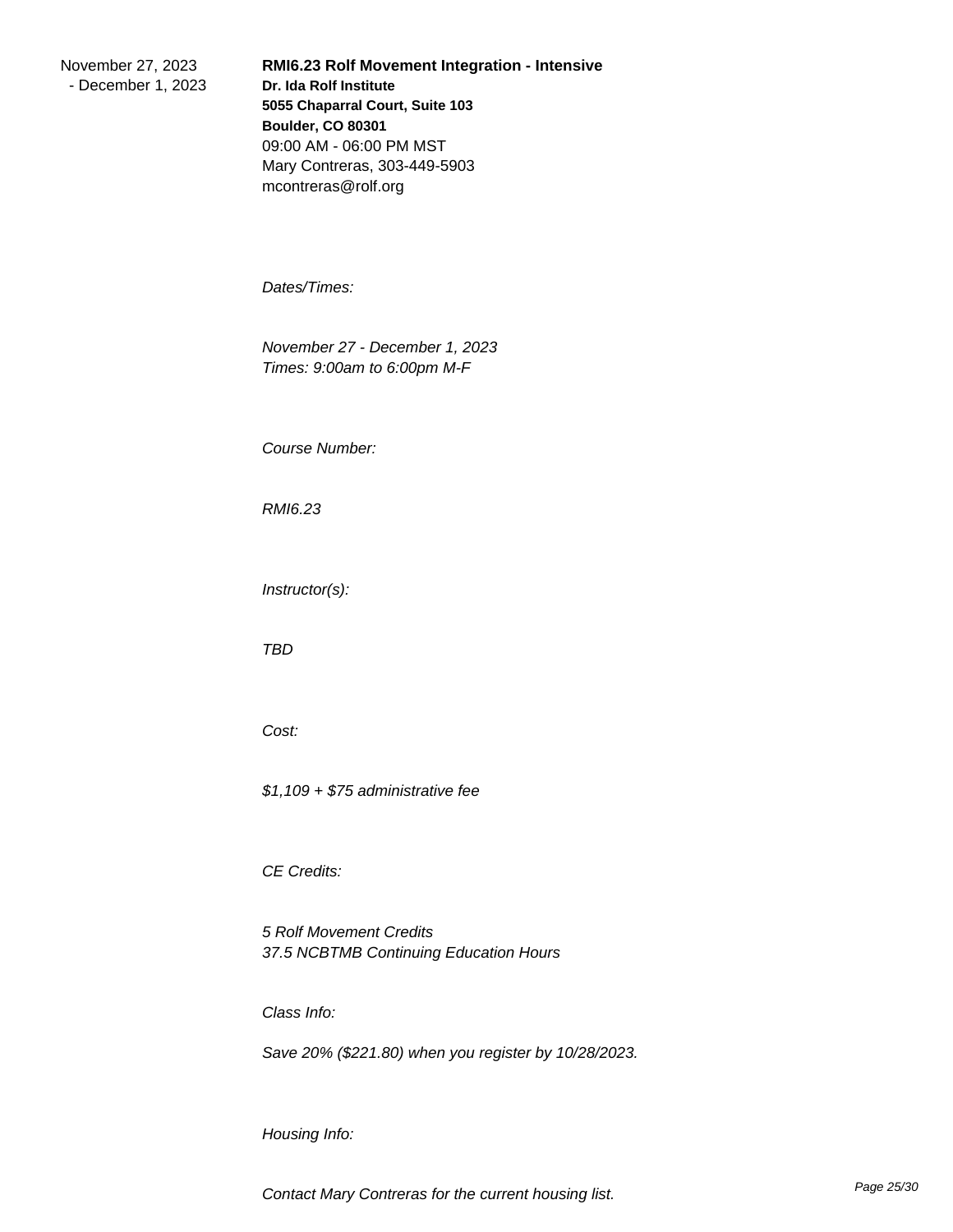November 27, 2023 - December 1, 2023

**RMI6.23 Rolf Movement Integration - Intensive**
**Dr. Ida Rolf Institute**
**5055 Chaparral Court, Suite 103**
**Boulder, CO 80301**
09:00 AM - 06:00 PM MST
Mary Contreras, 303-449-5903
mcontreras@rolf.org

*Dates/Times:*

*November 27 - December 1, 2023*
*Times: 9:00am to 6:00pm M-F*

*Course Number:*

*RMI6.23*

*Instructor(s):*

*TBD*

*Cost:*

*$1,109 + $75 administrative fee*

*CE Credits:*

*5 Rolf Movement Credits*
*37.5 NCBTMB Continuing Education Hours*

*Class Info:*

*Save 20% ($221.80) when you register by 10/28/2023.*

*Housing Info:*

*Contact Mary Contreras for the current housing list.*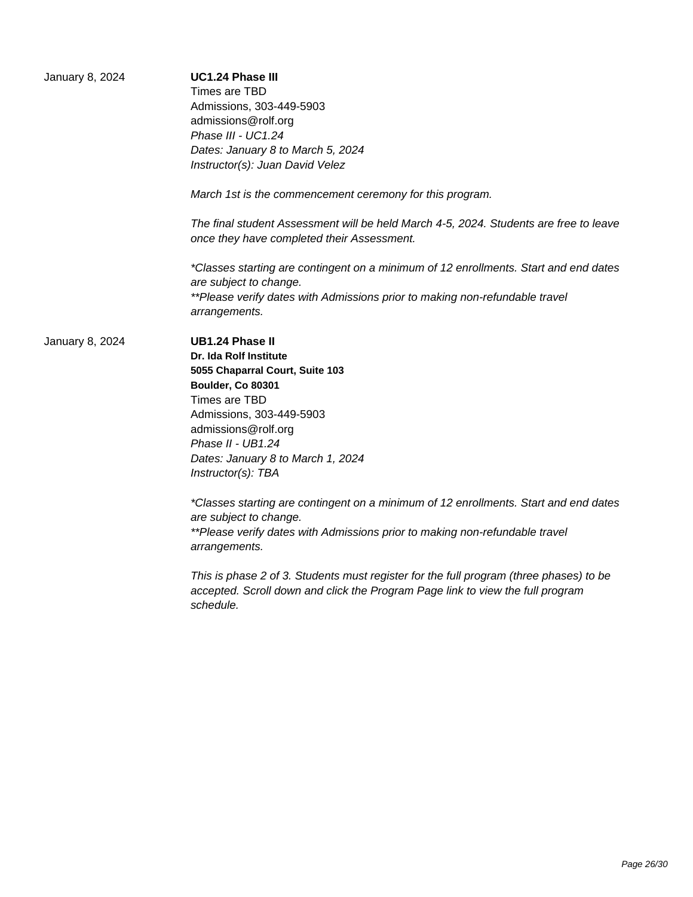January 8, 2024

**UC1.24 Phase III**

Times are TBD
Admissions, 303-449-5903
admissions@rolf.org
*Phase III - UC1.24*
*Dates: January 8 to March 5, 2024*
*Instructor(s): Juan David Velez*

*March 1st is the commencement ceremony for this program.*

*The final student Assessment will be held March 4-5, 2024. Students are free to leave once they have completed their Assessment.*

**Classes starting are contingent on a minimum of 12 enrollments. Start and end dates are subject to change.*
*\*\*Please verify dates with Admissions prior to making non-refundable travel arrangements.*

January 8, 2024

**UB1.24 Phase II**

**Dr. Ida Rolf Institute**
**5055 Chaparral Court, Suite 103**
**Boulder, Co 80301**
Times are TBD
Admissions, 303-449-5903
admissions@rolf.org
*Phase II - UB1.24*
*Dates: January 8 to March 1, 2024*
*Instructor(s): TBA*

**Classes starting are contingent on a minimum of 12 enrollments. Start and end dates are subject to change.*
*\*\*Please verify dates with Admissions prior to making non-refundable travel arrangements.*

*This is phase 2 of 3. Students must register for the full program (three phases) to be accepted. Scroll down and click the Program Page link to view the full program schedule.*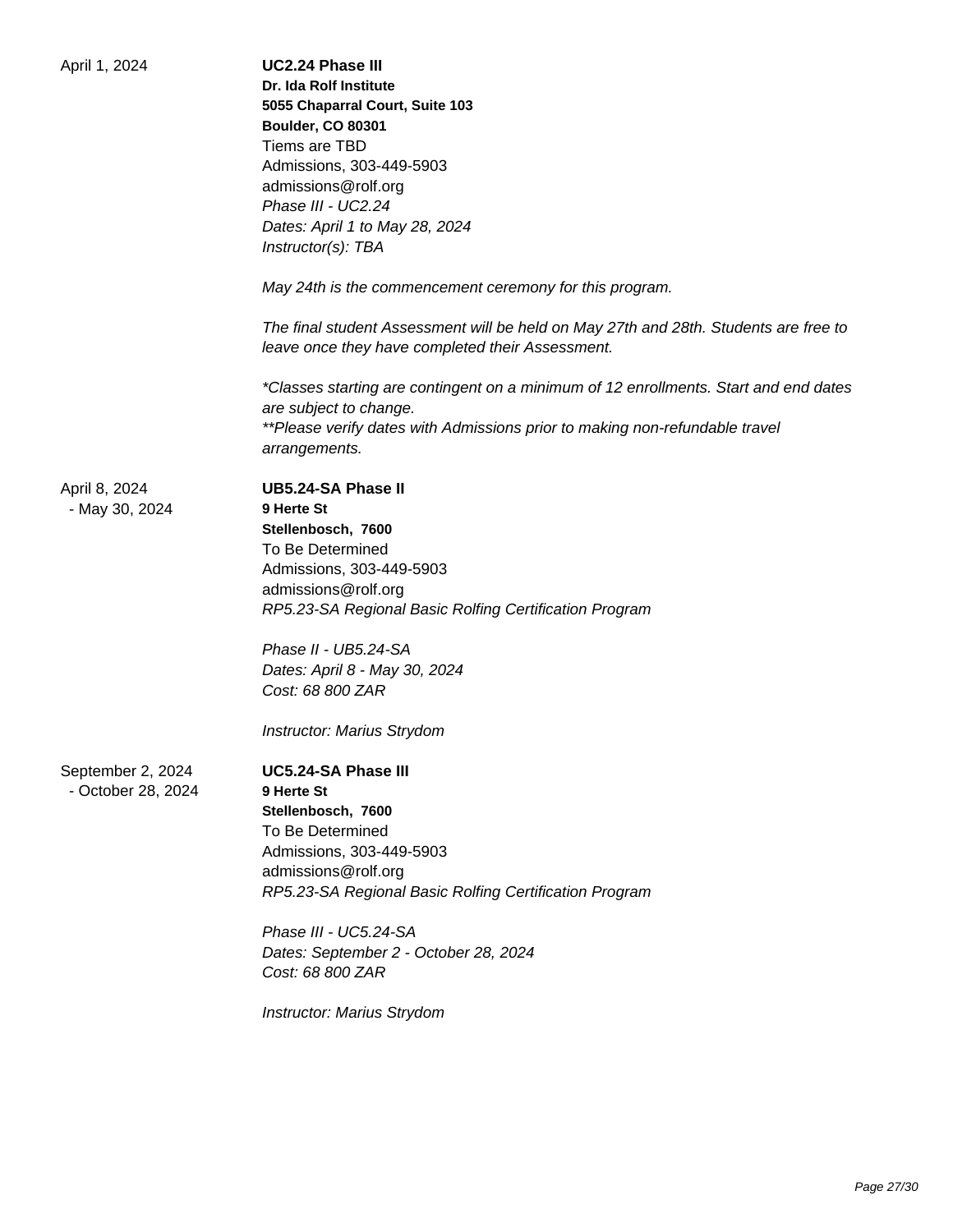April 1, 2024

**UC2.24 Phase III**

**Dr. Ida Rolf Institute**
**5055 Chaparral Court, Suite 103**
**Boulder, CO 80301**
Tiems are TBD
Admissions, 303-449-5903
admissions@rolf.org
*Phase III - UC2.24*
*Dates: April 1 to May 28, 2024*
*Instructor(s): TBA*

*May 24th is the commencement ceremony for this program.*

*The final student Assessment will be held on May 27th and 28th. Students are free to leave once they have completed their Assessment.*

**Classes starting are contingent on a minimum of 12 enrollments. Start and end dates are subject to change.*
***Please verify dates with Admissions prior to making non-refundable travel arrangements.*

April 8, 2024 - May 30, 2024

**UB5.24-SA Phase II**

**9 Herte St**
**Stellenbosch, 7600**
To Be Determined
Admissions, 303-449-5903
admissions@rolf.org
*RP5.23-SA Regional Basic Rolfing Certification Program*

*Phase II - UB5.24-SA*
*Dates: April 8 - May 30, 2024*
*Cost: 68 800 ZAR*

*Instructor: Marius Strydom*

September 2, 2024 - October 28, 2024

**UC5.24-SA Phase III**

**9 Herte St**
**Stellenbosch, 7600**
To Be Determined
Admissions, 303-449-5903
admissions@rolf.org
*RP5.23-SA Regional Basic Rolfing Certification Program*

*Phase III - UC5.24-SA*
*Dates: September 2 - October 28, 2024*
*Cost: 68 800 ZAR*

*Instructor: Marius Strydom*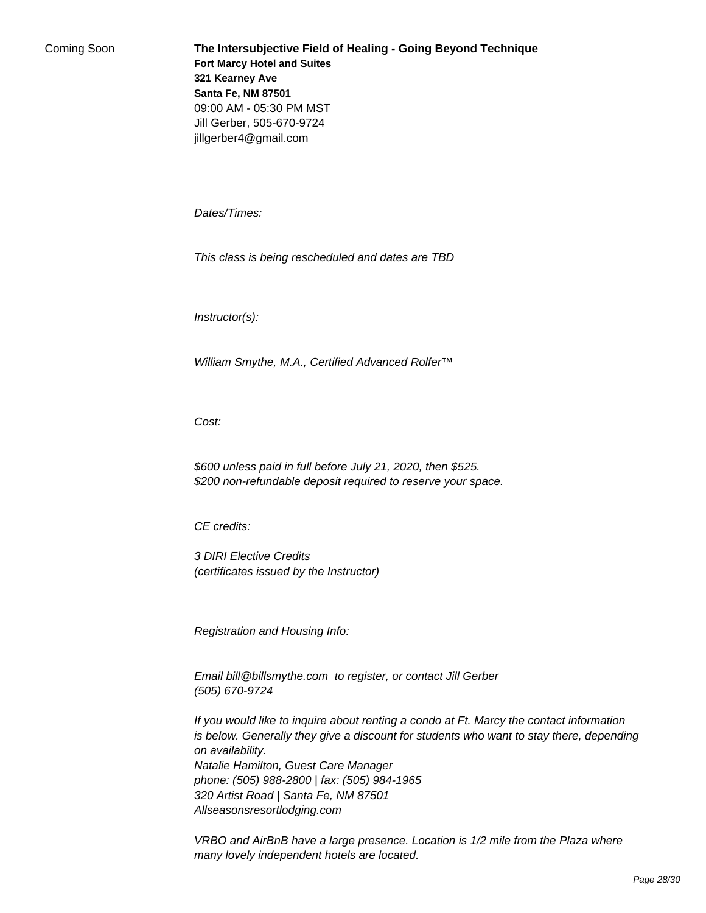Coming Soon

**The Intersubjective Field of Healing - Going Beyond Technique**
**Fort Marcy Hotel and Suites**
**321 Kearney Ave**
**Santa Fe, NM 87501**
09:00 AM - 05:30 PM MST
Jill Gerber, 505-670-9724
jillgerber4@gmail.com

*Dates/Times:*

*This class is being rescheduled and dates are TBD*

*Instructor(s):*

*William Smythe, M.A., Certified Advanced Rolfer™*

*Cost:*

*$600 unless paid in full before July 21, 2020, then $525.*
*$200 non-refundable deposit required to reserve your space.*

*CE credits:*

*3 DIRI Elective Credits*
*(certificates issued by the Instructor)*

*Registration and Housing Info:*

*Email bill@billsmythe.com to register, or contact Jill Gerber*
*(505) 670-9724*

*If you would like to inquire about renting a condo at Ft. Marcy the contact information is below. Generally they give a discount for students who want to stay there, depending on availability.*
*Natalie Hamilton, Guest Care Manager*
*phone: (505) 988-2800 | fax: (505) 984-1965*
*320 Artist Road | Santa Fe, NM 87501*
*Allseasonsresortlodging.com*

*VRBO and AirBnB have a large presence. Location is 1/2 mile from the Plaza where many lovely independent hotels are located.*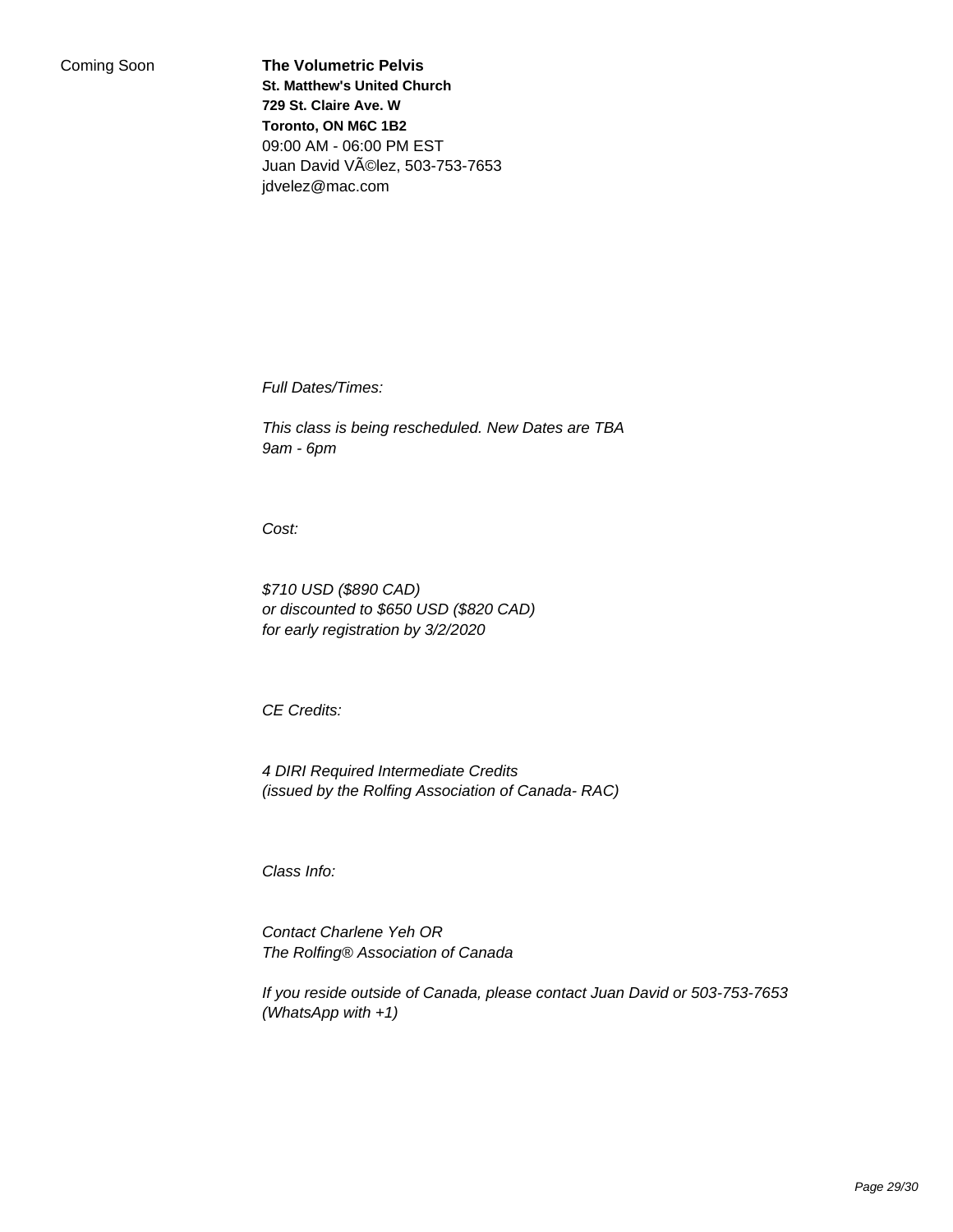Coming Soon

**The Volumetric Pelvis**
**St. Matthew's United Church**
**729 St. Claire Ave. W**
**Toronto, ON M6C 1B2**
09:00 AM - 06:00 PM EST
Juan David VÃ©lez, 503-753-7653
jdvelez@mac.com

*Full Dates/Times:*

*This class is being rescheduled. New Dates are TBA*
*9am - 6pm*

*Cost:*

*$710 USD ($890 CAD)*
*or discounted to $650 USD ($820 CAD)*
*for early registration by 3/2/2020*

*CE Credits:*

*4 DIRI Required Intermediate Credits*
*(issued by the Rolfing Association of Canada- RAC)*

*Class Info:*

*Contact Charlene Yeh OR*
*The Rolfing® Association of Canada*

*If you reside outside of Canada, please contact Juan David or 503-753-7653*
*(WhatsApp with +1)*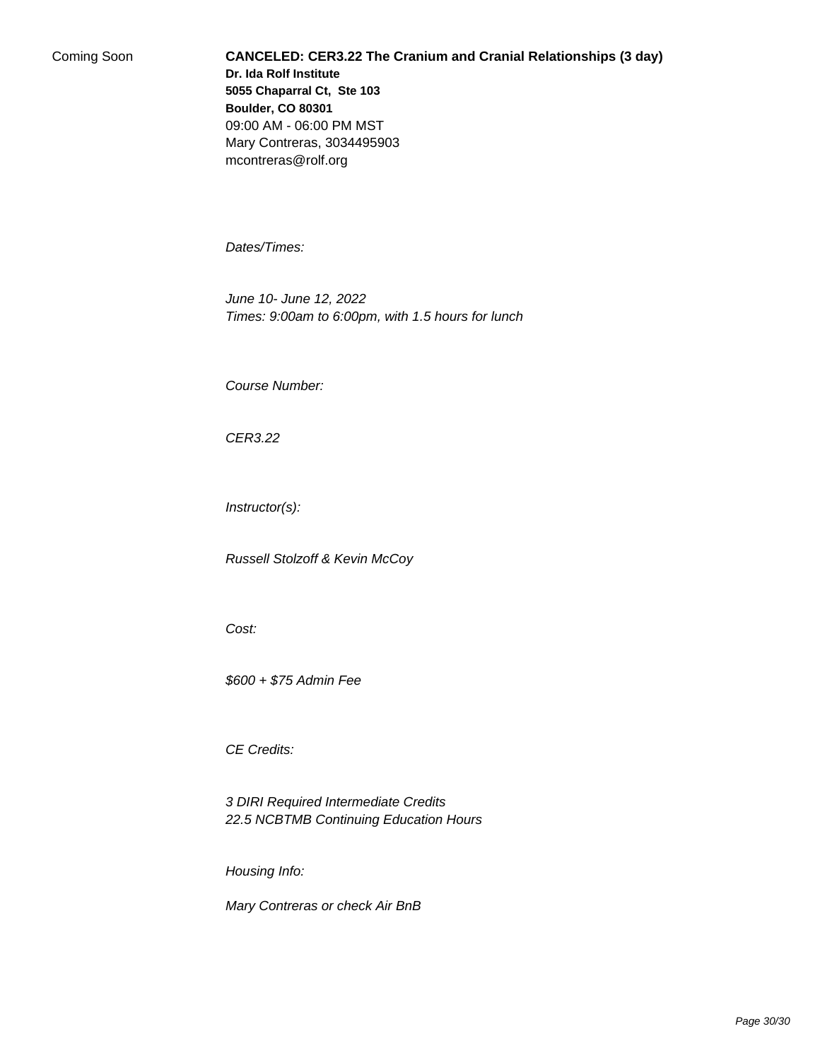Coming Soon

**CANCELED: CER3.22 The Cranium and Cranial Relationships (3 day)**
**Dr. Ida Rolf Institute**
**5055 Chaparral Ct, Ste 103**
**Boulder, CO 80301**
09:00 AM - 06:00 PM MST
Mary Contreras, 3034495903
mcontreras@rolf.org

*Dates/Times:*

*June 10- June 12, 2022*
*Times: 9:00am to 6:00pm, with 1.5 hours for lunch*

*Course Number:*

*CER3.22*

*Instructor(s):*

*Russell Stolzoff & Kevin McCoy*

*Cost:*

*$600 + $75 Admin Fee*

*CE Credits:*

*3 DIRI Required Intermediate Credits*
*22.5 NCBTMB Continuing Education Hours*

*Housing Info:*

*Mary Contreras or check Air BnB*